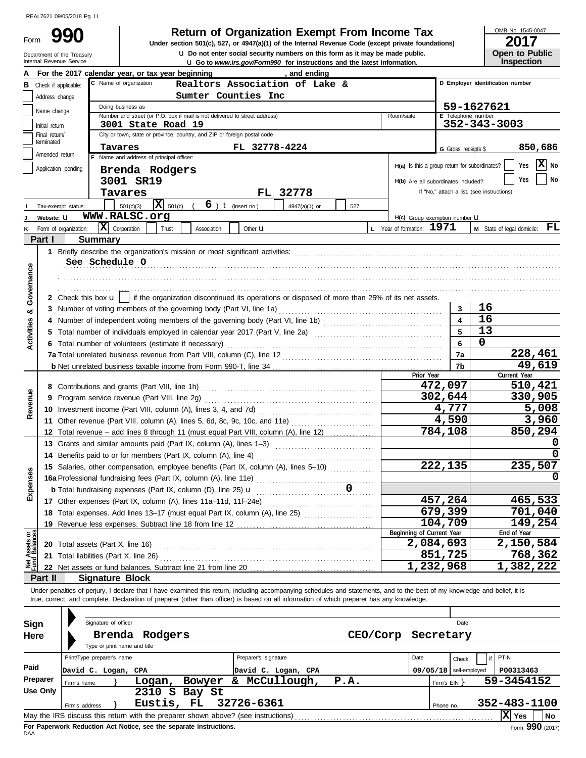REAL7621 09/05/2018 Pg 11

# Form 990 — Return of Organization Exempt From Income Tax

Under section 501(c), 527, or 4947(a)(1) of the Internal Revenue Code (except private foundations)

u Do not enter social security numbers on this form as it may be made public.

u Go to *www.irs.gov/Form990* for instructions and the latest information.

Department of the Treasury
Internal Revenue Service

OMB No. 1545-0047

**2017**

**Open to Public Inspection**

**A** For the 2017 calendar year, or tax year beginning , and ending

**B** Check if applicable:
- Address change
- Name change
- Initial return
- Final return/terminated
- Amended return
- Application pending

**C** Name of organization: Realtors Association of Lake & Sumter Counties Inc

Doing business as

Number and street (or P.O. box if mail is not delivered to street address): 3001 State Road 19 — Room/suite

City or town, state or province, country, and ZIP or foreign postal code: Tavares FL 32778-4224

**D** Employer identification number: 59-1627621

**E** Telephone number: 352-343-3003

**G** Gross receipts $ 850,686

**F** Name and address of principal officer: Brenda Rodgers, 3001 SR19, Tavares FL 32778

H(a) Is this a group return for subordinates? Yes [ ] No [X]

H(b) Are all subordinates included? Yes [ ] No [ ]
If "No," attach a list. (see instructions)

**I** Tax-exempt status: [ ] 501(c)(3) [X] 501(c) ( 6 ) t (insert no.) [ ] 4947(a)(1) or [ ] 527

**J** Website: u WWW.RALSC.org

H(c) Group exemption number u

**K** Form of organization: [X] Corporation [ ] Trust [ ] Association [ ] Other u

**L** Year of formation: 1971

**M** State of legal domicile: FL

## Part I Summary

**Activities & Governance**

1 Briefly describe the organization's mission or most significant activities:
See Schedule O

2 Check this box u [ ] if the organization discontinued its operations or disposed of more than 25% of its net assets.

| | Line | Value |
|---|---|---|
| 3 Number of voting members of the governing body (Part VI, line 1a) | 3 | 16 |
| 4 Number of independent voting members of the governing body (Part VI, line 1b) | 4 | 16 |
| 5 Total number of individuals employed in calendar year 2017 (Part V, line 2a) | 5 | 13 |
| 6 Total number of volunteers (estimate if necessary) | 6 | 0 |
| 7a Total unrelated business revenue from Part VIII, column (C), line 12 | 7a | 228,461 |
| b Net unrelated business taxable income from Form 990-T, line 34 | 7b | 49,619 |

| | Prior Year | Current Year |
|---|---|---|
| **Revenue** | | |
| 8 Contributions and grants (Part VIII, line 1h) | 472,097 | 510,421 |
| 9 Program service revenue (Part VIII, line 2g) | 302,644 | 330,905 |
| 10 Investment income (Part VIII, column (A), lines 3, 4, and 7d) | 4,777 | 5,008 |
| 11 Other revenue (Part VIII, column (A), lines 5, 6d, 8c, 9c, 10c, and 11e) | 4,590 | 3,960 |
| 12 Total revenue – add lines 8 through 11 (must equal Part VIII, column (A), line 12) | 784,108 | 850,294 |
| **Expenses** | | |
| 13 Grants and similar amounts paid (Part IX, column (A), lines 1–3) | | 0 |
| 14 Benefits paid to or for members (Part IX, column (A), line 4) | | 0 |
| 15 Salaries, other compensation, employee benefits (Part IX, column (A), lines 5–10) | 222,135 | 235,507 |
| 16a Professional fundraising fees (Part IX, column (A), line 11e) | | 0 |
| b Total fundraising expenses (Part IX, column (D), line 25) u 0 | | |
| 17 Other expenses (Part IX, column (A), lines 11a–11d, 11f–24e) | 457,264 | 465,533 |
| 18 Total expenses. Add lines 13–17 (must equal Part IX, column (A), line 25) | 679,399 | 701,040 |
| 19 Revenue less expenses. Subtract line 18 from line 12 | 104,709 | 149,254 |

| **Net Assets or Fund Balances** | Beginning of Current Year | End of Year |
|---|---|---|
| 20 Total assets (Part X, line 16) | 2,084,693 | 2,150,584 |
| 21 Total liabilities (Part X, line 26) | 851,725 | 768,362 |
| 22 Net assets or fund balances. Subtract line 21 from line 20 | 1,232,968 | 1,382,222 |

## Part II Signature Block

Under penalties of perjury, I declare that I have examined this return, including accompanying schedules and statements, and to the best of my knowledge and belief, it is true, correct, and complete. Declaration of preparer (other than officer) is based on all information of which preparer has any knowledge.

**Sign Here**

Signature of officer — Date

Brenda Rodgers — CEO/Corp Secretary

Type or print name and title

**Paid Preparer Use Only**

| Print/Type preparer's name | Preparer's signature | Date | Check [ ] if self-employed | PTIN |
|---|---|---|---|---|
| David C. Logan, CPA | David C. Logan, CPA | 09/05/18 | | P00313463 |

Firm's name } Logan, Bowyer & McCullough, P.A. — Firm's EIN } 59-3454152

Firm's address } 2310 S Bay St, Eustis, FL 32726-6361 — Phone no. 352-483-1100

May the IRS discuss this return with the preparer shown above? (see instructions) [X] Yes [ ] No

**For Paperwork Reduction Act Notice, see the separate instructions.**

DAA Form **990** (2017)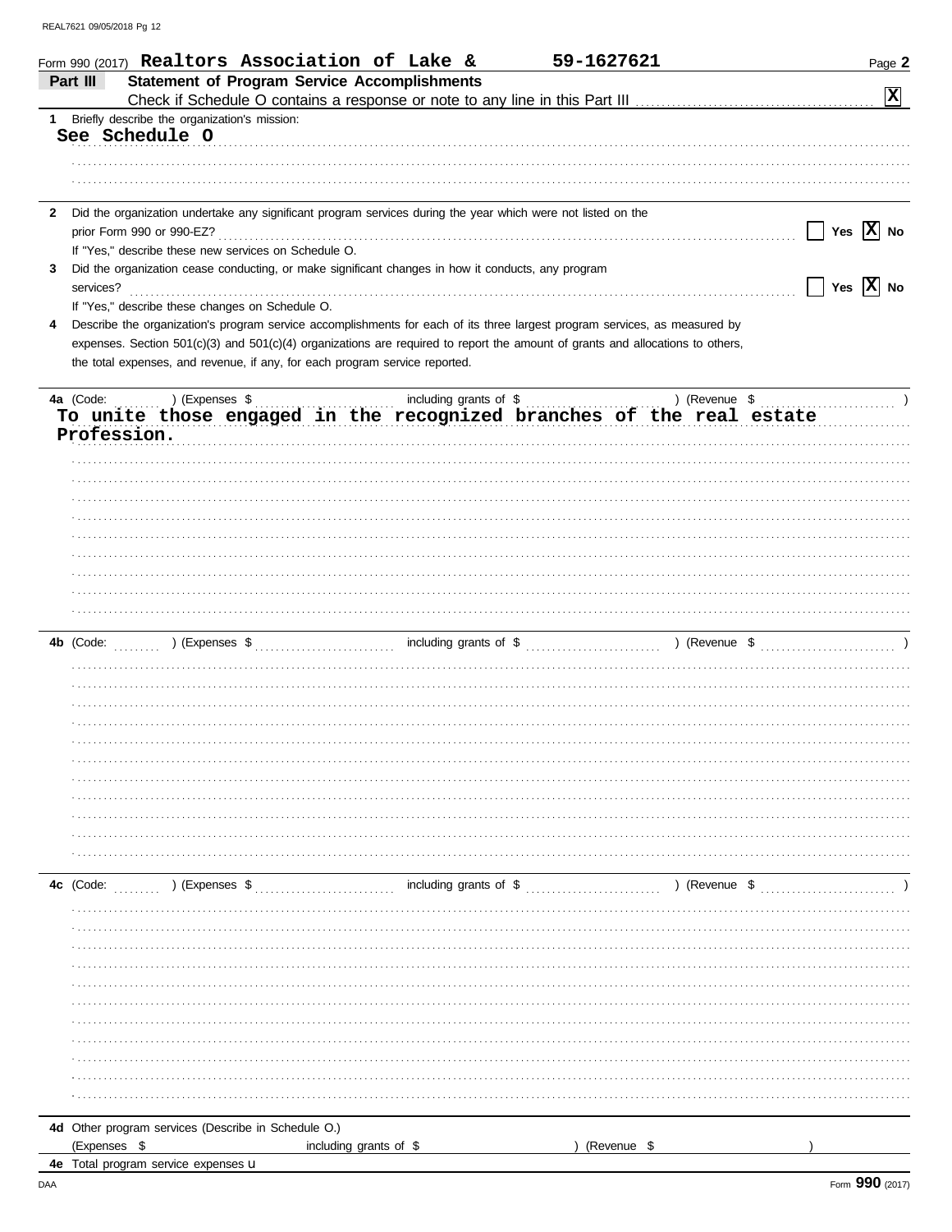Form 990 (2017) **Realtors Association of Lake &** **59-1627621** Page **2**

## Part III Statement of Program Service Accomplishments

Check if Schedule O contains a response or note to any line in this Part III [X]

**1** Briefly describe the organization's mission:

See Schedule O

**2** Did the organization undertake any significant program services during the year which were not listed on the prior Form 990 or 990-EZ? [ ] Yes [X] No

If "Yes," describe these new services on Schedule O.

**3** Did the organization cease conducting, or make significant changes in how it conducts, any program services? [ ] Yes [X] No

If "Yes," describe these changes on Schedule O.

**4** Describe the organization's program service accomplishments for each of its three largest program services, as measured by expenses. Section 501(c)(3) and 501(c)(4) organizations are required to report the amount of grants and allocations to others, the total expenses, and revenue, if any, for each program service reported.

**4a** (Code: ) (Expenses $ including grants of $ ) (Revenue $ )

To unite those engaged in the recognized branches of the real estate Profession.

**4b** (Code: ) (Expenses $ including grants of $ ) (Revenue $ )

**4c** (Code: ) (Expenses $ including grants of $ ) (Revenue $ )

**4d** Other program services (Describe in Schedule O.)

(Expenses $ including grants of $ ) (Revenue $ )

**4e** Total program service expenses

Form **990** (2017)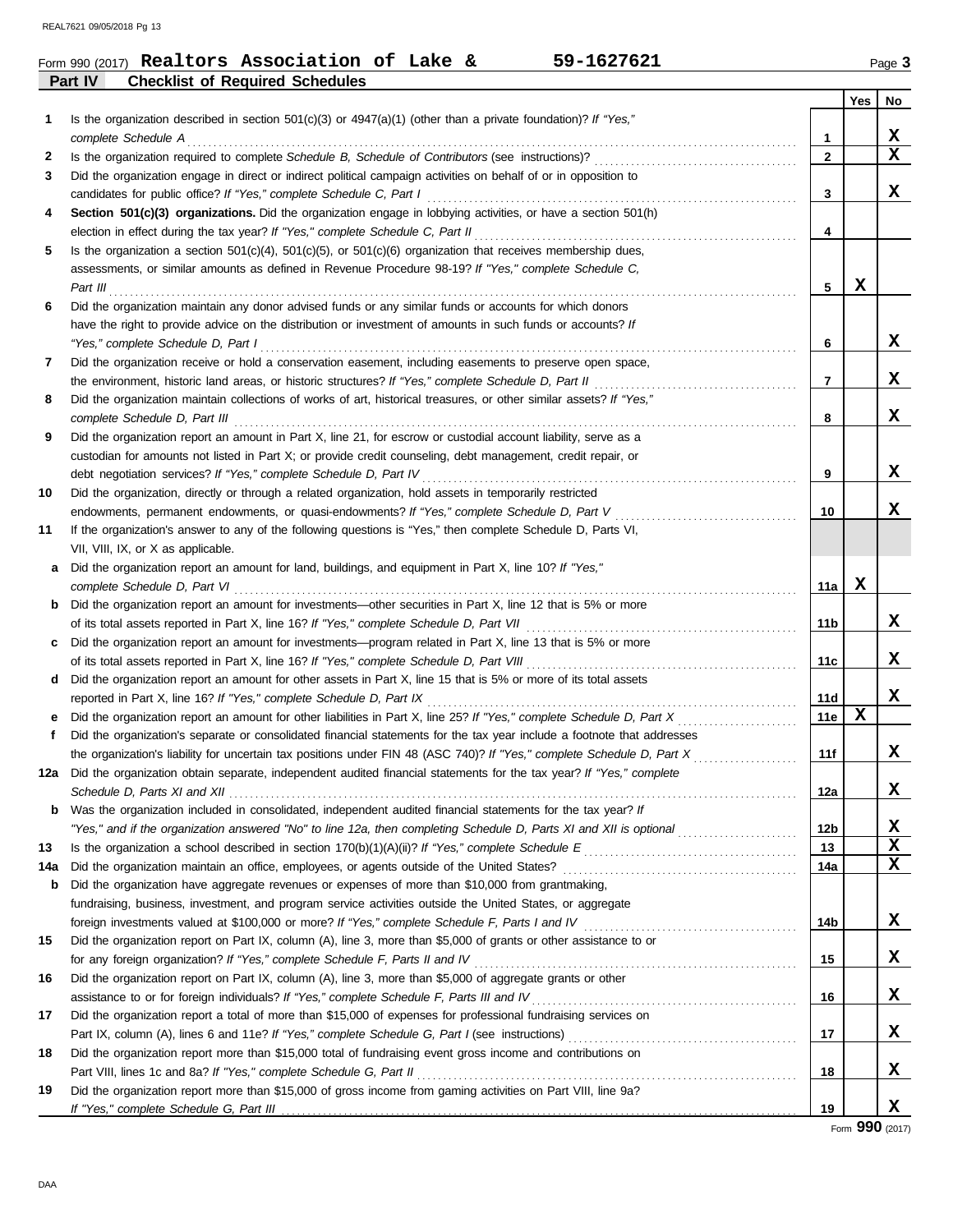Form 990 (2017) **Realtors Association of Lake &** **59-1627621** Page **3**

## Part IV Checklist of Required Schedules

| | | | Yes | No |
|---|---|---|---|---|
| **1** | Is the organization described in section 501(c)(3) or 4947(a)(1) (other than a private foundation)? *If "Yes," complete Schedule A* | 1 | | X |
| **2** | Is the organization required to complete *Schedule B, Schedule of Contributors* (see instructions)? | 2 | | X |
| **3** | Did the organization engage in direct or indirect political campaign activities on behalf of or in opposition to candidates for public office? *If "Yes," complete Schedule C, Part I* | 3 | | X |
| **4** | **Section 501(c)(3) organizations.** Did the organization engage in lobbying activities, or have a section 501(h) election in effect during the tax year? *If "Yes," complete Schedule C, Part II* | 4 | | |
| **5** | Is the organization a section 501(c)(4), 501(c)(5), or 501(c)(6) organization that receives membership dues, assessments, or similar amounts as defined in Revenue Procedure 98-19? *If "Yes," complete Schedule C, Part III* | 5 | X | |
| **6** | Did the organization maintain any donor advised funds or any similar funds or accounts for which donors have the right to provide advice on the distribution or investment of amounts in such funds or accounts? *If "Yes," complete Schedule D, Part I* | 6 | | X |
| **7** | Did the organization receive or hold a conservation easement, including easements to preserve open space, the environment, historic land areas, or historic structures? *If "Yes," complete Schedule D, Part II* | 7 | | X |
| **8** | Did the organization maintain collections of works of art, historical treasures, or other similar assets? *If "Yes," complete Schedule D, Part III* | 8 | | X |
| **9** | Did the organization report an amount in Part X, line 21, for escrow or custodial account liability, serve as a custodian for amounts not listed in Part X; or provide credit counseling, debt management, credit repair, or debt negotiation services? *If "Yes," complete Schedule D, Part IV* | 9 | | X |
| **10** | Did the organization, directly or through a related organization, hold assets in temporarily restricted endowments, permanent endowments, or quasi-endowments? *If "Yes," complete Schedule D, Part V* | 10 | | X |
| **11** | If the organization's answer to any of the following questions is "Yes," then complete Schedule D, Parts VI, VII, VIII, IX, or X as applicable. | | | |
| **a** | Did the organization report an amount for land, buildings, and equipment in Part X, line 10? *If "Yes," complete Schedule D, Part VI* | 11a | X | |
| **b** | Did the organization report an amount for investments—other securities in Part X, line 12 that is 5% or more of its total assets reported in Part X, line 16? *If "Yes," complete Schedule D, Part VII* | 11b | | X |
| **c** | Did the organization report an amount for investments—program related in Part X, line 13 that is 5% or more of its total assets reported in Part X, line 16? *If "Yes," complete Schedule D, Part VIII* | 11c | | X |
| **d** | Did the organization report an amount for other assets in Part X, line 15 that is 5% or more of its total assets reported in Part X, line 16? *If "Yes," complete Schedule D, Part IX* | 11d | | X |
| **e** | Did the organization report an amount for other liabilities in Part X, line 25? *If "Yes," complete Schedule D, Part X* | 11e | X | |
| **f** | Did the organization's separate or consolidated financial statements for the tax year include a footnote that addresses the organization's liability for uncertain tax positions under FIN 48 (ASC 740)? *If "Yes," complete Schedule D, Part X* | 11f | | X |
| **12a** | Did the organization obtain separate, independent audited financial statements for the tax year? *If "Yes," complete Schedule D, Parts XI and XII* | 12a | | X |
| **b** | Was the organization included in consolidated, independent audited financial statements for the tax year? *If "Yes," and if the organization answered "No" to line 12a, then completing Schedule D, Parts XI and XII is optional* | 12b | | X |
| **13** | Is the organization a school described in section 170(b)(1)(A)(ii)? *If "Yes," complete Schedule E* | 13 | | X |
| **14a** | Did the organization maintain an office, employees, or agents outside of the United States? | 14a | | X |
| **b** | Did the organization have aggregate revenues or expenses of more than $10,000 from grantmaking, fundraising, business, investment, and program service activities outside the United States, or aggregate foreign investments valued at $100,000 or more? *If "Yes," complete Schedule F, Parts I and IV* | 14b | | X |
| **15** | Did the organization report on Part IX, column (A), line 3, more than $5,000 of grants or other assistance to or for any foreign organization? *If "Yes," complete Schedule F, Parts II and IV* | 15 | | X |
| **16** | Did the organization report on Part IX, column (A), line 3, more than $5,000 of aggregate grants or other assistance to or for foreign individuals? *If "Yes," complete Schedule F, Parts III and IV* | 16 | | X |
| **17** | Did the organization report a total of more than $15,000 of expenses for professional fundraising services on Part IX, column (A), lines 6 and 11e? *If "Yes," complete Schedule G, Part I* (see instructions) | 17 | | X |
| **18** | Did the organization report more than $15,000 total of fundraising event gross income and contributions on Part VIII, lines 1c and 8a? *If "Yes," complete Schedule G, Part II* | 18 | | X |
| **19** | Did the organization report more than $15,000 of gross income from gaming activities on Part VIII, line 9a? *If "Yes," complete Schedule G, Part III* | 19 | | X |

Form **990** (2017)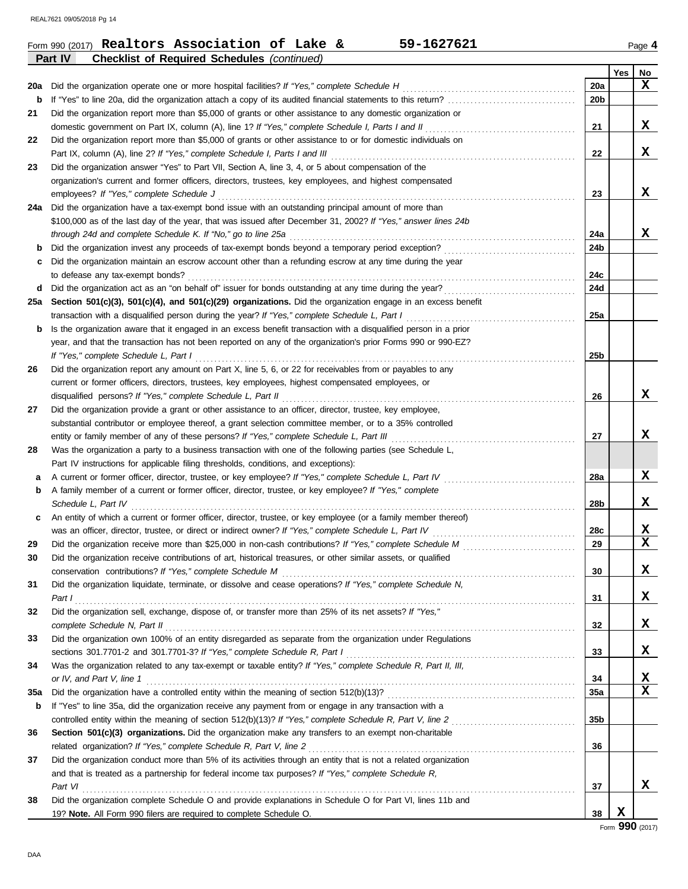Form 990 (2017) **Realtors Association of Lake &** **59-1627621** Page **4**

**Part IV** **Checklist of Required Schedules** *(continued)*

| | | | Yes | No |
|---|---|---|---|---|
| **20a** | Did the organization operate one or more hospital facilities? *If "Yes," complete Schedule H* | 20a | | X |
| **b** | If "Yes" to line 20a, did the organization attach a copy of its audited financial statements to this return? | 20b | | |
| **21** | Did the organization report more than $5,000 of grants or other assistance to any domestic organization or domestic government on Part IX, column (A), line 1? *If "Yes," complete Schedule I, Parts I and II* | 21 | | X |
| **22** | Did the organization report more than $5,000 of grants or other assistance to or for domestic individuals on Part IX, column (A), line 2? *If "Yes," complete Schedule I, Parts I and III* | 22 | | X |
| **23** | Did the organization answer "Yes" to Part VII, Section A, line 3, 4, or 5 about compensation of the organization's current and former officers, directors, trustees, key employees, and highest compensated employees? *If "Yes," complete Schedule J* | 23 | | X |
| **24a** | Did the organization have a tax-exempt bond issue with an outstanding principal amount of more than $100,000 as of the last day of the year, that was issued after December 31, 2002? *If "Yes," answer lines 24b through 24d and complete Schedule K. If "No," go to line 25a* | 24a | | X |
| **b** | Did the organization invest any proceeds of tax-exempt bonds beyond a temporary period exception? | 24b | | |
| **c** | Did the organization maintain an escrow account other than a refunding escrow at any time during the year to defease any tax-exempt bonds? | 24c | | |
| **d** | Did the organization act as an "on behalf of" issuer for bonds outstanding at any time during the year? | 24d | | |
| **25a** | **Section 501(c)(3), 501(c)(4), and 501(c)(29) organizations.** Did the organization engage in an excess benefit transaction with a disqualified person during the year? *If "Yes," complete Schedule L, Part I* | 25a | | |
| **b** | Is the organization aware that it engaged in an excess benefit transaction with a disqualified person in a prior year, and that the transaction has not been reported on any of the organization's prior Forms 990 or 990-EZ? *If "Yes," complete Schedule L, Part I* | 25b | | |
| **26** | Did the organization report any amount on Part X, line 5, 6, or 22 for receivables from or payables to any current or former officers, directors, trustees, key employees, highest compensated employees, or disqualified persons? *If "Yes," complete Schedule L, Part II* | 26 | | X |
| **27** | Did the organization provide a grant or other assistance to an officer, director, trustee, key employee, substantial contributor or employee thereof, a grant selection committee member, or to a 35% controlled entity or family member of any of these persons? *If "Yes," complete Schedule L, Part III* | 27 | | X |
| **28** | Was the organization a party to a business transaction with one of the following parties (see Schedule L, Part IV instructions for applicable filing thresholds, conditions, and exceptions): | | | |
| **a** | A current or former officer, director, trustee, or key employee? *If "Yes," complete Schedule L, Part IV* | 28a | | X |
| **b** | A family member of a current or former officer, director, trustee, or key employee? *If "Yes," complete Schedule L, Part IV* | 28b | | X |
| **c** | An entity of which a current or former officer, director, trustee, or key employee (or a family member thereof) was an officer, director, trustee, or direct or indirect owner? *If "Yes," complete Schedule L, Part IV* | 28c | | X |
| **29** | Did the organization receive more than $25,000 in non-cash contributions? *If "Yes," complete Schedule M* | 29 | | X |
| **30** | Did the organization receive contributions of art, historical treasures, or other similar assets, or qualified conservation contributions? *If "Yes," complete Schedule M* | 30 | | X |
| **31** | Did the organization liquidate, terminate, or dissolve and cease operations? *If "Yes," complete Schedule N, Part I* | 31 | | X |
| **32** | Did the organization sell, exchange, dispose of, or transfer more than 25% of its net assets? *If "Yes," complete Schedule N, Part II* | 32 | | X |
| **33** | Did the organization own 100% of an entity disregarded as separate from the organization under Regulations sections 301.7701-2 and 301.7701-3? *If "Yes," complete Schedule R, Part I* | 33 | | X |
| **34** | Was the organization related to any tax-exempt or taxable entity? *If "Yes," complete Schedule R, Part II, III, or IV, and Part V, line 1* | 34 | | X |
| **35a** | Did the organization have a controlled entity within the meaning of section 512(b)(13)? | 35a | | X |
| **b** | If "Yes" to line 35a, did the organization receive any payment from or engage in any transaction with a controlled entity within the meaning of section 512(b)(13)? *If "Yes," complete Schedule R, Part V, line 2* | 35b | | |
| **36** | **Section 501(c)(3) organizations.** Did the organization make any transfers to an exempt non-charitable related organization? *If "Yes," complete Schedule R, Part V, line 2* | 36 | | |
| **37** | Did the organization conduct more than 5% of its activities through an entity that is not a related organization and that is treated as a partnership for federal income tax purposes? *If "Yes," complete Schedule R, Part VI* | 37 | | X |
| **38** | Did the organization complete Schedule O and provide explanations in Schedule O for Part VI, lines 11b and 19? **Note.** All Form 990 filers are required to complete Schedule O. | 38 | X | |

Form **990** (2017)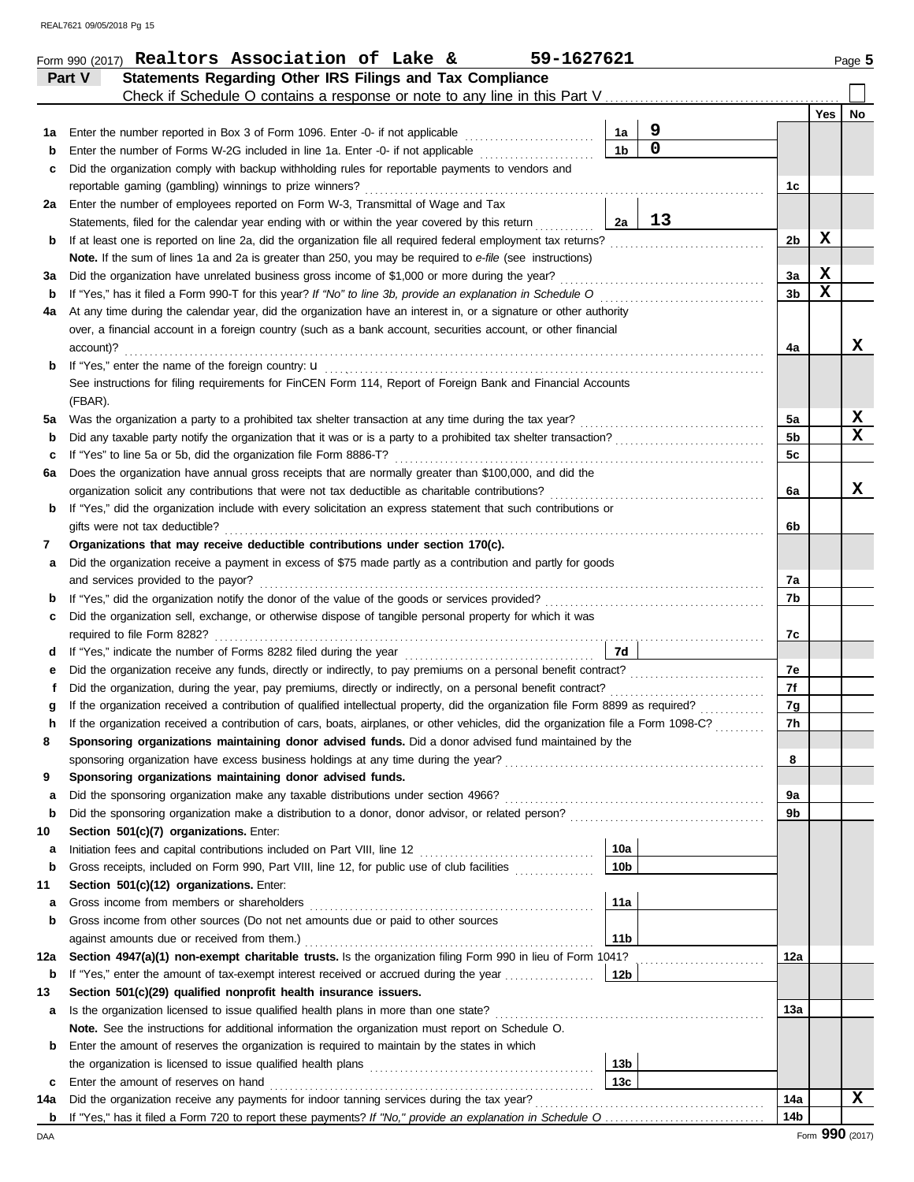Form 990 (2017) **Realtors Association of Lake & 59-1627621** Page **5**

## Part V Statements Regarding Other IRS Filings and Tax Compliance

Check if Schedule O contains a response or note to any line in this Part V ☐

| | | | | | Yes | No |
|---|---|---|---|---|---|---|
| **1a** | Enter the number reported in Box 3 of Form 1096. Enter -0- if not applicable | 1a | 9 | | | |
| **b** | Enter the number of Forms W-2G included in line 1a. Enter -0- if not applicable | 1b | 0 | | | |
| **c** | Did the organization comply with backup withholding rules for reportable payments to vendors and reportable gaming (gambling) winnings to prize winners? | | | 1c | | |
| **2a** | Enter the number of employees reported on Form W-3, Transmittal of Wage and Tax Statements, filed for the calendar year ending with or within the year covered by this return | 2a | 13 | | | |
| **b** | If at least one is reported on line 2a, did the organization file all required federal employment tax returns? | | | 2b | X | |
| | **Note.** If the sum of lines 1a and 2a is greater than 250, you may be required to *e-file* (see instructions) | | | | | |
| **3a** | Did the organization have unrelated business gross income of $1,000 or more during the year? | | | 3a | X | |
| **b** | If "Yes," has it filed a Form 990-T for this year? *If "No" to line 3b, provide an explanation in Schedule O* | | | 3b | X | |
| **4a** | At any time during the calendar year, did the organization have an interest in, or a signature or other authority over, a financial account in a foreign country (such as a bank account, securities account, or other financial account)? | | | 4a | | X |
| **b** | If "Yes," enter the name of the foreign country: u<br>See instructions for filing requirements for FinCEN Form 114, Report of Foreign Bank and Financial Accounts (FBAR). | | | | | |
| **5a** | Was the organization a party to a prohibited tax shelter transaction at any time during the tax year? | | | 5a | | X |
| **b** | Did any taxable party notify the organization that it was or is a party to a prohibited tax shelter transaction? | | | 5b | | X |
| **c** | If "Yes" to line 5a or 5b, did the organization file Form 8886-T? | | | 5c | | |
| **6a** | Does the organization have annual gross receipts that are normally greater than $100,000, and did the organization solicit any contributions that were not tax deductible as charitable contributions? | | | 6a | | X |
| **b** | If "Yes," did the organization include with every solicitation an express statement that such contributions or gifts were not tax deductible? | | | 6b | | |
| **7** | **Organizations that may receive deductible contributions under section 170(c).** | | | | | |
| **a** | Did the organization receive a payment in excess of $75 made partly as a contribution and partly for goods and services provided to the payor? | | | 7a | | |
| **b** | If "Yes," did the organization notify the donor of the value of the goods or services provided? | | | 7b | | |
| **c** | Did the organization sell, exchange, or otherwise dispose of tangible personal property for which it was required to file Form 8282? | | | 7c | | |
| **d** | If "Yes," indicate the number of Forms 8282 filed during the year | 7d | | | | |
| **e** | Did the organization receive any funds, directly or indirectly, to pay premiums on a personal benefit contract? | | | 7e | | |
| **f** | Did the organization, during the year, pay premiums, directly or indirectly, on a personal benefit contract? | | | 7f | | |
| **g** | If the organization received a contribution of qualified intellectual property, did the organization file Form 8899 as required? | | | 7g | | |
| **h** | If the organization received a contribution of cars, boats, airplanes, or other vehicles, did the organization file a Form 1098-C? | | | 7h | | |
| **8** | **Sponsoring organizations maintaining donor advised funds.** Did a donor advised fund maintained by the sponsoring organization have excess business holdings at any time during the year? | | | 8 | | |
| **9** | **Sponsoring organizations maintaining donor advised funds.** | | | | | |
| **a** | Did the sponsoring organization make any taxable distributions under section 4966? | | | 9a | | |
| **b** | Did the sponsoring organization make a distribution to a donor, donor advisor, or related person? | | | 9b | | |
| **10** | **Section 501(c)(7) organizations.** Enter: | | | | | |
| **a** | Initiation fees and capital contributions included on Part VIII, line 12 | 10a | | | | |
| **b** | Gross receipts, included on Form 990, Part VIII, line 12, for public use of club facilities | 10b | | | | |
| **11** | **Section 501(c)(12) organizations.** Enter: | | | | | |
| **a** | Gross income from members or shareholders | 11a | | | | |
| **b** | Gross income from other sources (Do not net amounts due or paid to other sources against amounts due or received from them.) | 11b | | | | |
| **12a** | **Section 4947(a)(1) non-exempt charitable trusts.** Is the organization filing Form 990 in lieu of Form 1041? | | | 12a | | |
| **b** | If "Yes," enter the amount of tax-exempt interest received or accrued during the year | 12b | | | | |
| **13** | **Section 501(c)(29) qualified nonprofit health insurance issuers.** | | | | | |
| **a** | Is the organization licensed to issue qualified health plans in more than one state? | | | 13a | | |
| | **Note.** See the instructions for additional information the organization must report on Schedule O. | | | | | |
| **b** | Enter the amount of reserves the organization is required to maintain by the states in which the organization is licensed to issue qualified health plans | 13b | | | | |
| **c** | Enter the amount of reserves on hand | 13c | | | | |
| **14a** | Did the organization receive any payments for indoor tanning services during the tax year? | | | 14a | | X |
| **b** | If "Yes," has it filed a Form 720 to report these payments? *If "No," provide an explanation in Schedule O* | | | 14b | | |

Form **990** (2017)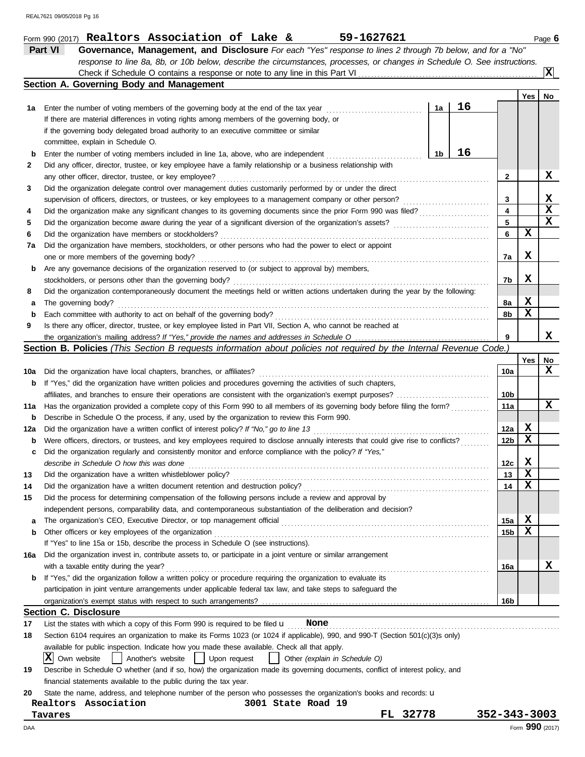Form 990 (2017) **Realtors Association of Lake &** **59-1627621** Page **6**

## Part VI Governance, Management, and Disclosure

*For each "Yes" response to lines 2 through 7b below, and for a "No" response to line 8a, 8b, or 10b below, describe the circumstances, processes, or changes in Schedule O. See instructions.*

Check if Schedule O contains a response or note to any line in this Part VI .......... [X]

### Section A. Governing Body and Management

| | | | Yes | No |
|---|---|---|---|---|
| 1a | Enter the number of voting members of the governing body at the end of the tax year ..... 1a: 16<br>If there are material differences in voting rights among members of the governing body, or if the governing body delegated broad authority to an executive committee or similar committee, explain in Schedule O. | | | |
| b | Enter the number of voting members included in line 1a, above, who are independent ..... 1b: 16 | | | |
| 2 | Did any officer, director, trustee, or key employee have a family relationship or a business relationship with any other officer, director, trustee, or key employee? | 2 | | X |
| 3 | Did the organization delegate control over management duties customarily performed by or under the direct supervision of officers, directors, or trustees, or key employees to a management company or other person? | 3 | | X |
| 4 | Did the organization make any significant changes to its governing documents since the prior Form 990 was filed? | 4 | | X |
| 5 | Did the organization become aware during the year of a significant diversion of the organization's assets? | 5 | | X |
| 6 | Did the organization have members or stockholders? | 6 | X | |
| 7a | Did the organization have members, stockholders, or other persons who had the power to elect or appoint one or more members of the governing body? | 7a | X | |
| b | Are any governance decisions of the organization reserved to (or subject to approval by) members, stockholders, or persons other than the governing body? | 7b | X | |
| 8 | Did the organization contemporaneously document the meetings held or written actions undertaken during the year by the following: | | | |
| a | The governing body? | 8a | X | |
| b | Each committee with authority to act on behalf of the governing body? | 8b | X | |
| 9 | Is there any officer, director, trustee, or key employee listed in Part VII, Section A, who cannot be reached at the organization's mailing address? *If "Yes," provide the names and addresses in Schedule O* | 9 | | X |

### Section B. Policies *(This Section B requests information about policies not required by the Internal Revenue Code.)*

| | | | Yes | No |
|---|---|---|---|---|
| 10a | Did the organization have local chapters, branches, or affiliates? | 10a | | X |
| b | If "Yes," did the organization have written policies and procedures governing the activities of such chapters, affiliates, and branches to ensure their operations are consistent with the organization's exempt purposes? | 10b | | |
| 11a | Has the organization provided a complete copy of this Form 990 to all members of its governing body before filing the form? | 11a | | X |
| b | Describe in Schedule O the process, if any, used by the organization to review this Form 990. | | | |
| 12a | Did the organization have a written conflict of interest policy? *If "No," go to line 13* | 12a | X | |
| b | Were officers, directors, or trustees, and key employees required to disclose annually interests that could give rise to conflicts? | 12b | X | |
| c | Did the organization regularly and consistently monitor and enforce compliance with the policy? *If "Yes," describe in Schedule O how this was done* | 12c | X | |
| 13 | Did the organization have a written whistleblower policy? | 13 | X | |
| 14 | Did the organization have a written document retention and destruction policy? | 14 | X | |
| 15 | Did the process for determining compensation of the following persons include a review and approval by independent persons, comparability data, and contemporaneous substantiation of the deliberation and decision? | | | |
| a | The organization's CEO, Executive Director, or top management official | 15a | X | |
| b | Other officers or key employees of the organization | 15b | X | |
| | If "Yes" to line 15a or 15b, describe the process in Schedule O (see instructions). | | | |
| 16a | Did the organization invest in, contribute assets to, or participate in a joint venture or similar arrangement with a taxable entity during the year? | 16a | | X |
| b | If "Yes," did the organization follow a written policy or procedure requiring the organization to evaluate its participation in joint venture arrangements under applicable federal tax law, and take steps to safeguard the organization's exempt status with respect to such arrangements? | 16b | | |

### Section C. Disclosure

17 List the states with which a copy of this Form 990 is required to be filed u **None**

18 Section 6104 requires an organization to make its Forms 1023 (or 1024 if applicable), 990, and 990-T (Section 501(c)(3)s only) available for public inspection. Indicate how you made these available. Check all that apply.

[X] Own website [ ] Another's website [ ] Upon request [ ] Other *(explain in Schedule O)*

19 Describe in Schedule O whether (and if so, how) the organization made its governing documents, conflict of interest policy, and financial statements available to the public during the tax year.

20 State the name, address, and telephone number of the person who possesses the organization's books and records: u

**Realtors Association** **3001 State Road 19**
**Tavares** **FL 32778** **352-343-3003**

Form **990** (2017)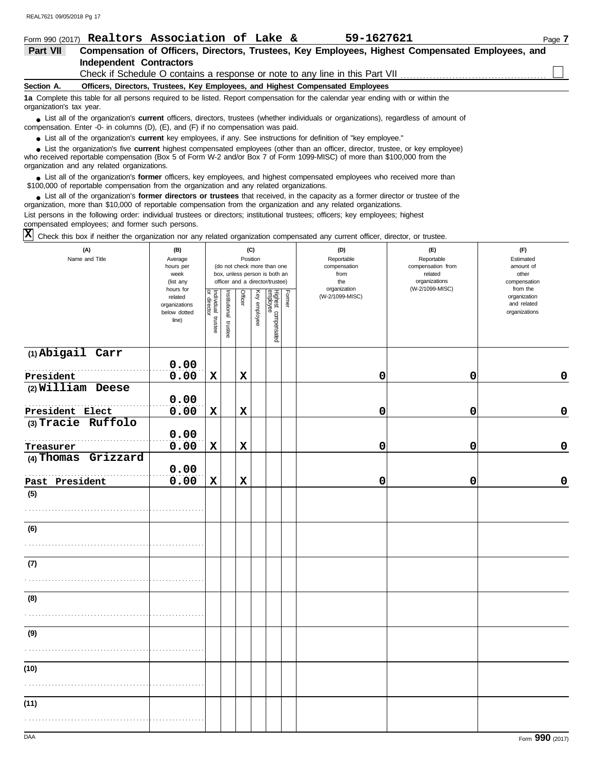Form 990 (2017) **Realtors Association of Lake &** **59-1627621** Page **7**

## Part VII Compensation of Officers, Directors, Trustees, Key Employees, Highest Compensated Employees, and Independent Contractors

Check if Schedule O contains a response or note to any line in this Part VII ☐

### Section A. Officers, Directors, Trustees, Key Employees, and Highest Compensated Employees

**1a** Complete this table for all persons required to be listed. Report compensation for the calendar year ending with or within the organization's tax year.

- List all of the organization's **current** officers, directors, trustees (whether individuals or organizations), regardless of amount of compensation. Enter -0- in columns (D), (E), and (F) if no compensation was paid.
- List all of the organization's **current** key employees, if any. See instructions for definition of "key employee."
- List the organization's five **current** highest compensated employees (other than an officer, director, trustee, or key employee) who received reportable compensation (Box 5 of Form W-2 and/or Box 7 of Form 1099-MISC) of more than $100,000 from the organization and any related organizations.
- List all of the organization's **former** officers, key employees, and highest compensated employees who received more than $100,000 of reportable compensation from the organization and any related organizations.
- List all of the organization's **former directors or trustees** that received, in the capacity as a former director or trustee of the organization, more than $10,000 of reportable compensation from the organization and any related organizations.

List persons in the following order: individual trustees or directors; institutional trustees; officers; key employees; highest compensated employees; and former such persons.

☒ Check this box if neither the organization nor any related organization compensated any current officer, director, or trustee.

| (A) Name and Title | (B) Average hours per week (list any hours for related organizations below dotted line) | (C) Position (do not check more than one box, unless person is both an officer and a director/trustee) | | | | | | (D) Reportable compensation from the organization (W-2/1099-MISC) | (E) Reportable compensation from related organizations (W-2/1099-MISC) | (F) Estimated amount of other compensation from the organization and related organizations |
|---|---|---|---|---|---|---|---|---|---|---|
| | | Individual trustee or director | Institutional trustee | Officer | Key employee | Highest compensated employee | Former | | | |
| (1) Abigail Carr<br>President | 0.00<br>0.00 | X | | X | | | | 0 | 0 | 0 |
| (2) William Deese<br>President Elect | 0.00<br>0.00 | X | | X | | | | 0 | 0 | 0 |
| (3) Tracie Ruffolo<br>Treasurer | 0.00<br>0.00 | X | | X | | | | 0 | 0 | 0 |
| (4) Thomas Grizzard<br>Past President | 0.00<br>0.00 | X | | X | | | | 0 | 0 | 0 |
| (5) | | | | | | | | | | |
| (6) | | | | | | | | | | |
| (7) | | | | | | | | | | |
| (8) | | | | | | | | | | |
| (9) | | | | | | | | | | |
| (10) | | | | | | | | | | |
| (11) | | | | | | | | | | |

DAA Form **990** (2017)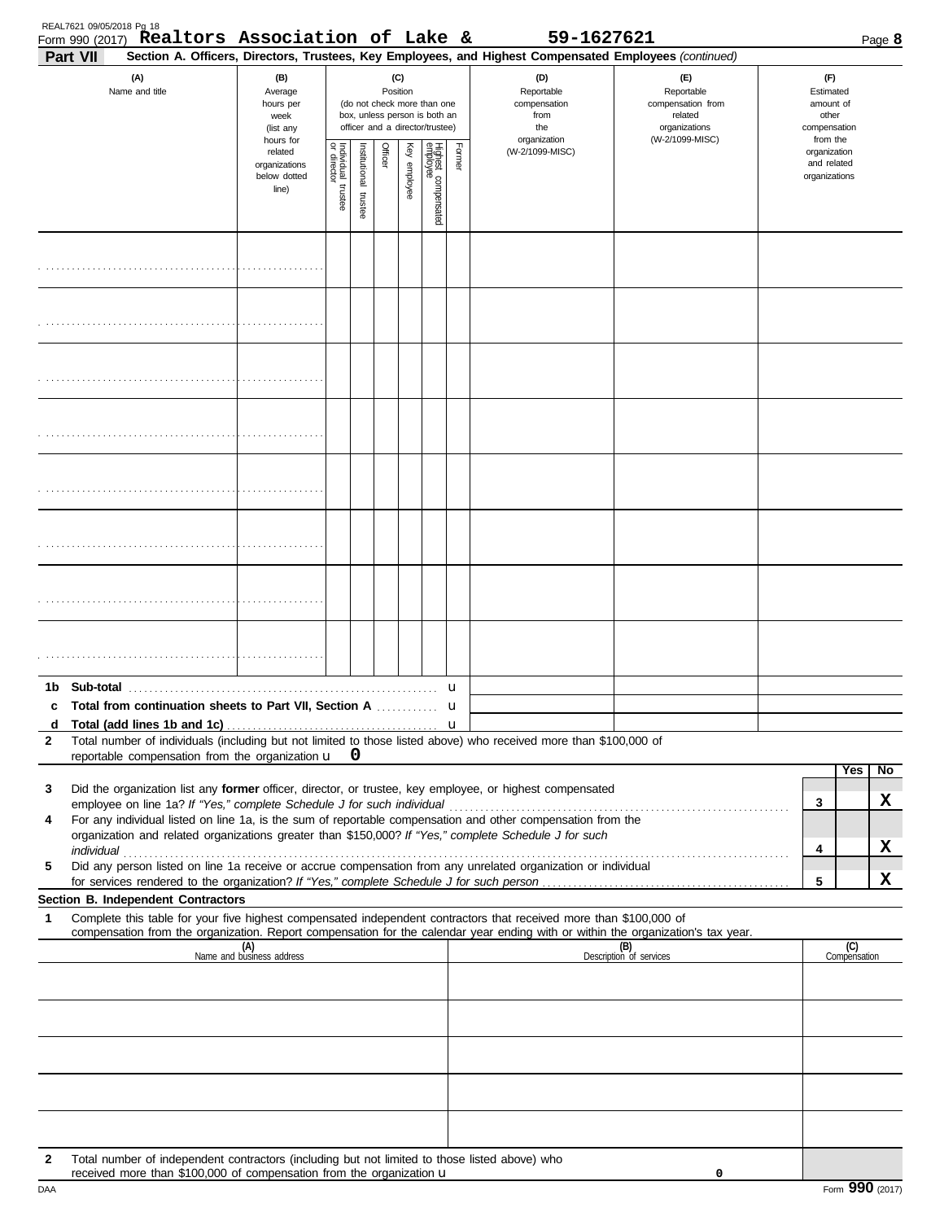REAL7621 09/05/2018 Pg 18

Form 990 (2017) **Realtors Association of Lake &** **59-1627621** Page **8**

**Part VII** **Section A. Officers, Directors, Trustees, Key Employees, and Highest Compensated Employees** *(continued)*

| (A) Name and title | (B) Average hours per week (list any hours for related organizations below dotted line) | (C) Position (do not check more than one box, unless person is both an officer and a director/trustee) | | | | | | (D) Reportable compensation from the organization (W-2/1099-MISC) | (E) Reportable compensation from related organizations (W-2/1099-MISC) | (F) Estimated amount of other compensation from the organization and related organizations |
|---|---|---|---|---|---|---|---|---|---|---|
| | | Individual trustee or director | Institutional trustee | Officer | Key employee | Highest compensated employee | Former | | | |
| | | | | | | | | | | |
| | | | | | | | | | | |
| | | | | | | | | | | |
| | | | | | | | | | | |
| | | | | | | | | | | |
| | | | | | | | | | | |
| | | | | | | | | | | |
| | | | | | | | | | | |

**1b Sub-total** ▶

**c Total from continuation sheets to Part VII, Section A** ▶

**d Total (add lines 1b and 1c)** ▶

**2** Total number of individuals (including but not limited to those listed above) who received more than $100,000 of reportable compensation from the organization ▶ **0**

| | | Yes | No |
|---|---|---|---|
| **3** Did the organization list any **former** officer, director, or trustee, key employee, or highest compensated employee on line 1a? *If "Yes," complete Schedule J for such individual* | 3 | | X |
| **4** For any individual listed on line 1a, is the sum of reportable compensation and other compensation from the organization and related organizations greater than $150,000? *If "Yes," complete Schedule J for such individual* | 4 | | X |
| **5** Did any person listed on line 1a receive or accrue compensation from any unrelated organization or individual for services rendered to the organization? *If "Yes," complete Schedule J for such person* | 5 | | X |

**Section B. Independent Contractors**

**1** Complete this table for your five highest compensated independent contractors that received more than $100,000 of compensation from the organization. Report compensation for the calendar year ending with or within the organization's tax year.

| (A) Name and business address | (B) Description of services | (C) Compensation |
|---|---|---|
| | | |
| | | |
| | | |
| | | |
| | | |

**2** Total number of independent contractors (including but not limited to those listed above) who received more than $100,000 of compensation from the organization ▶ **0**

DAA Form **990** (2017)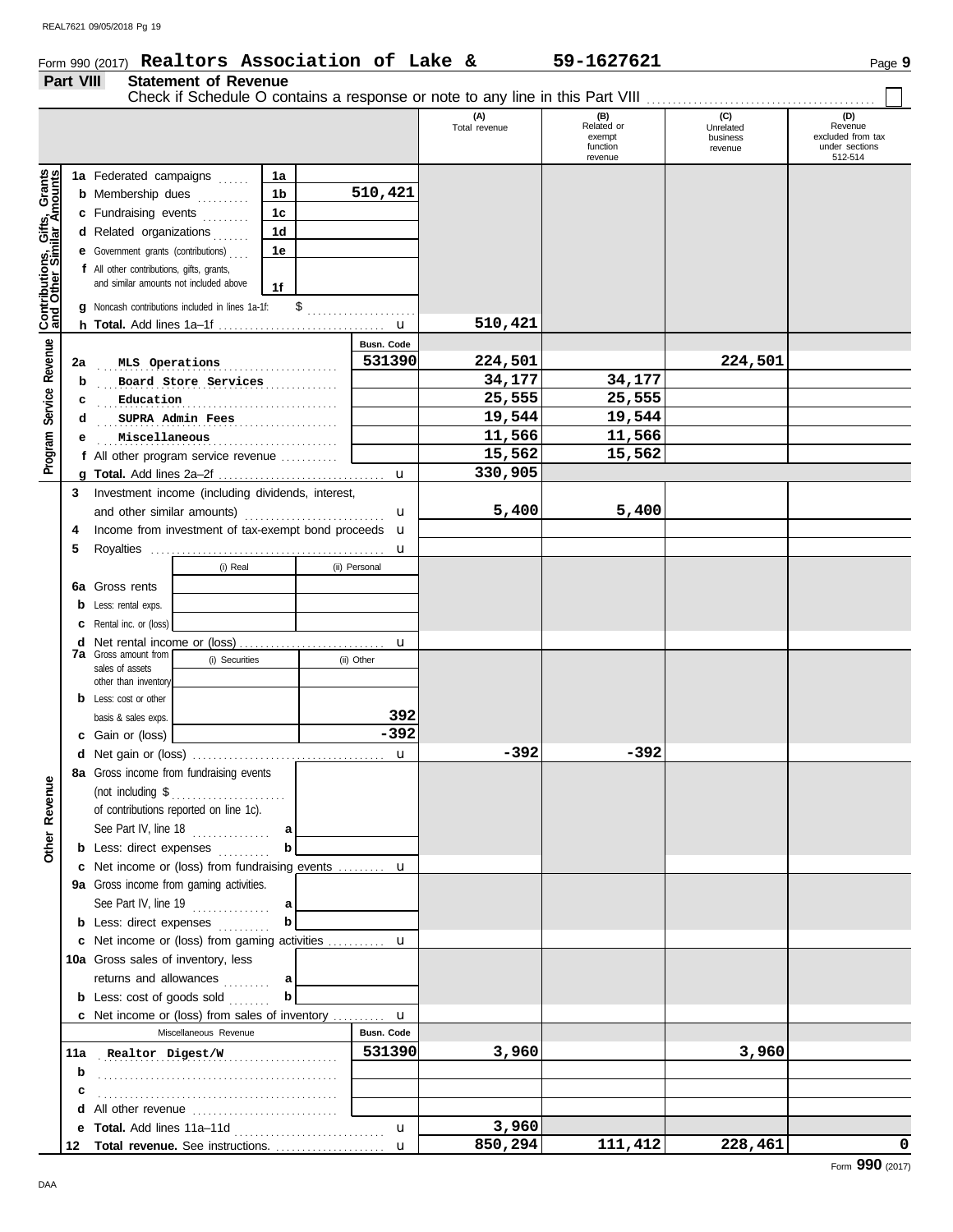Form 990 (2017) **Realtors Association of Lake &** **59-1627621** Page **9**

## Part VIII Statement of Revenue

Check if Schedule O contains a response or note to any line in this Part VIII ☐

| | | | (A) Total revenue | (B) Related or exempt function revenue | (C) Unrelated business revenue | (D) Revenue excluded from tax under sections 512-514 |
|---|---|---|---|---|---|---|
| **Contributions, Gifts, Grants and Other Similar Amounts** | 1a Federated campaigns | 1a | | | | |
| | b Membership dues | 1b 510,421 | | | | |
| | c Fundraising events | 1c | | | | |
| | d Related organizations | 1d | | | | |
| | e Government grants (contributions) | 1e | | | | |
| | f All other contributions, gifts, grants, and similar amounts not included above | 1f | | | | |
| | g Noncash contributions included in lines 1a-1f: $ | | | | | |
| | h **Total.** Add lines 1a–1f | u | 510,421 | | | |
| **Program Service Revenue** | | Busn. Code | | | | |
| | 2a MLS Operations | 531390 | 224,501 | | 224,501 | |
| | b Board Store Services | | 34,177 | 34,177 | | |
| | c Education | | 25,555 | 25,555 | | |
| | d SUPRA Admin Fees | | 19,544 | 19,544 | | |
| | e Miscellaneous | | 11,566 | 11,566 | | |
| | f All other program service revenue | | 15,562 | 15,562 | | |
| | g **Total.** Add lines 2a–2f | u | 330,905 | | | |
| **Other Revenue** | 3 Investment income (including dividends, interest, and other similar amounts) | u | 5,400 | 5,400 | | |
| | 4 Income from investment of tax-exempt bond proceeds | u | | | | |
| | 5 Royalties | u | | | | |
| | | (i) Real / (ii) Personal | | | | |
| | 6a Gross rents | | | | | |
| | b Less: rental exps. | | | | | |
| | c Rental inc. or (loss) | | | | | |
| | d Net rental income or (loss) | u | | | | |
| | 7a Gross amount from sales of assets other than inventory | (i) Securities / (ii) Other | | | | |
| | b Less: cost or other basis & sales exps. | (ii) 392 | | | | |
| | c Gain or (loss) | (ii) -392 | | | | |
| | d Net gain or (loss) | u | -392 | -392 | | |
| | 8a Gross income from fundraising events (not including $ of contributions reported on line 1c). See Part IV, line 18 | a | | | | |
| | b Less: direct expenses | b | | | | |
| | c Net income or (loss) from fundraising events | u | | | | |
| | 9a Gross income from gaming activities. See Part IV, line 19 | a | | | | |
| | b Less: direct expenses | b | | | | |
| | c Net income or (loss) from gaming activities | u | | | | |
| | 10a Gross sales of inventory, less returns and allowances | a | | | | |
| | b Less: cost of goods sold | b | | | | |
| | c Net income or (loss) from sales of inventory | u | | | | |
| | Miscellaneous Revenue | Busn. Code | | | | |
| | 11a Realtor Digest/W | 531390 | 3,960 | | 3,960 | |
| | b | | | | | |
| | c | | | | | |
| | d All other revenue | | | | | |
| | e **Total.** Add lines 11a–11d | u | 3,960 | | | |
| | 12 **Total revenue.** See instructions. | u | 850,294 | 111,412 | 228,461 | 0 |

Form **990** (2017)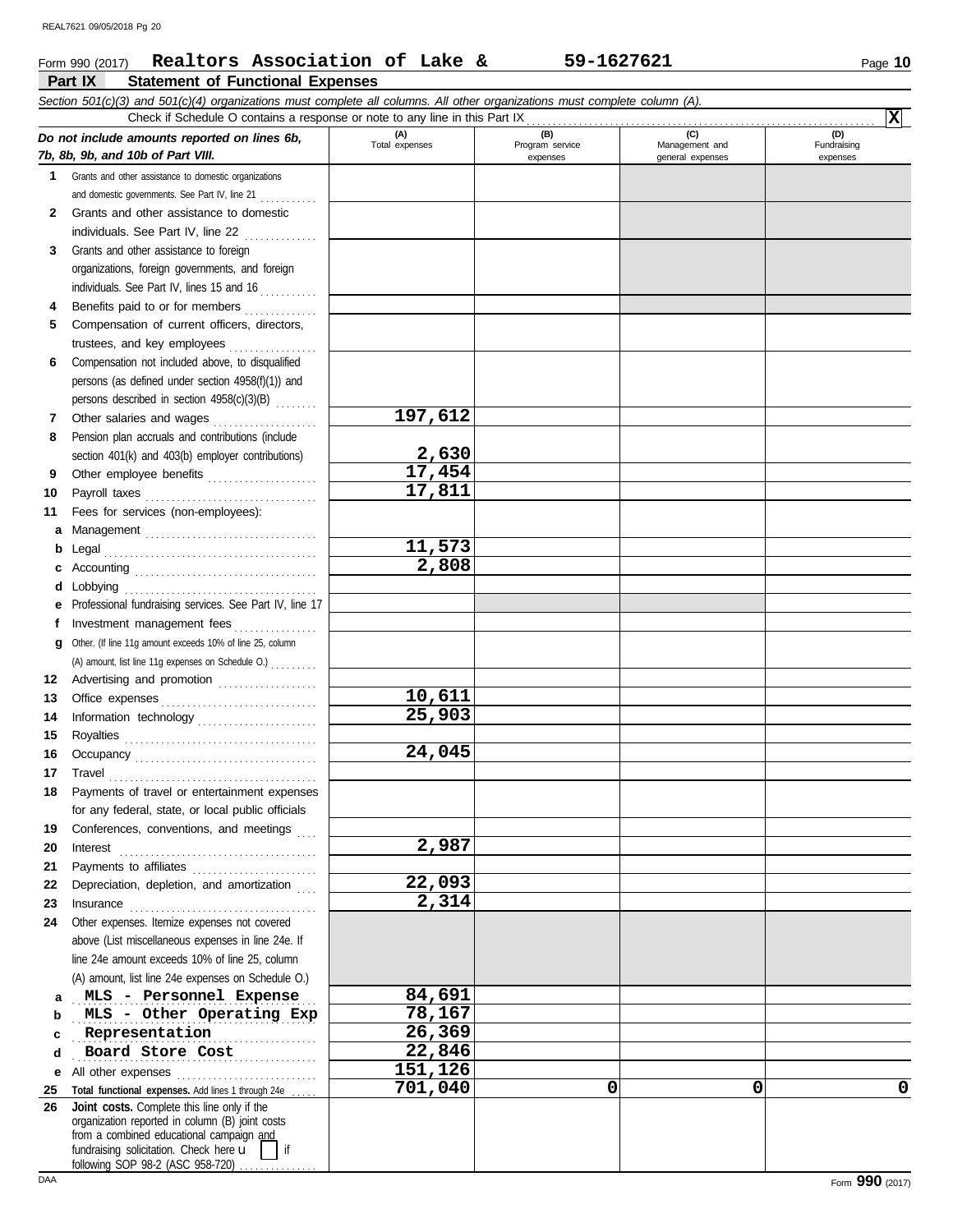Form 990 (2017) **Realtors Association of Lake &** **59-1627621**

## Part IX Statement of Functional Expenses

*Section 501(c)(3) and 501(c)(4) organizations must complete all columns. All other organizations must complete column (A).*

Check if Schedule O contains a response or note to any line in this Part IX ..... **X**

| *Do not include amounts reported on lines 6b, 7b, 8b, 9b, and 10b of Part VIII.* | (A) Total expenses | (B) Program service expenses | (C) Management and general expenses | (D) Fundraising expenses |
|---|---|---|---|---|
| **1** Grants and other assistance to domestic organizations and domestic governments. See Part IV, line 21 | | | | |
| **2** Grants and other assistance to domestic individuals. See Part IV, line 22 | | | | |
| **3** Grants and other assistance to foreign organizations, foreign governments, and foreign individuals. See Part IV, lines 15 and 16 | | | | |
| **4** Benefits paid to or for members | | | | |
| **5** Compensation of current officers, directors, trustees, and key employees | | | | |
| **6** Compensation not included above, to disqualified persons (as defined under section 4958(f)(1)) and persons described in section 4958(c)(3)(B) | | | | |
| **7** Other salaries and wages | 197,612 | | | |
| **8** Pension plan accruals and contributions (include section 401(k) and 403(b) employer contributions) | 2,630 | | | |
| **9** Other employee benefits | 17,454 | | | |
| **10** Payroll taxes | 17,811 | | | |
| **11** Fees for services (non-employees): | | | | |
| **a** Management | | | | |
| **b** Legal | 11,573 | | | |
| **c** Accounting | 2,808 | | | |
| **d** Lobbying | | | | |
| **e** Professional fundraising services. See Part IV, line 17 | | | | |
| **f** Investment management fees | | | | |
| **g** Other. (If line 11g amount exceeds 10% of line 25, column (A) amount, list line 11g expenses on Schedule O.) | | | | |
| **12** Advertising and promotion | | | | |
| **13** Office expenses | 10,611 | | | |
| **14** Information technology | 25,903 | | | |
| **15** Royalties | | | | |
| **16** Occupancy | 24,045 | | | |
| **17** Travel | | | | |
| **18** Payments of travel or entertainment expenses for any federal, state, or local public officials | | | | |
| **19** Conferences, conventions, and meetings | | | | |
| **20** Interest | 2,987 | | | |
| **21** Payments to affiliates | | | | |
| **22** Depreciation, depletion, and amortization | 22,093 | | | |
| **23** Insurance | 2,314 | | | |
| **24** Other expenses. Itemize expenses not covered above (List miscellaneous expenses in line 24e. If line 24e amount exceeds 10% of line 25, column (A) amount, list line 24e expenses on Schedule O.) | | | | |
| **a** MLS - Personnel Expense | 84,691 | | | |
| **b** MLS - Other Operating Exp | 78,167 | | | |
| **c** Representation | 26,369 | | | |
| **d** Board Store Cost | 22,846 | | | |
| **e** All other expenses | 151,126 | | | |
| **25** **Total functional expenses.** Add lines 1 through 24e | 701,040 | 0 | 0 | 0 |
| **26** **Joint costs.** Complete this line only if the organization reported in column (B) joint costs from a combined educational campaign and fundraising solicitation. Check here ☐ if following SOP 98-2 (ASC 958-720) | | | | |

Form **990** (2017)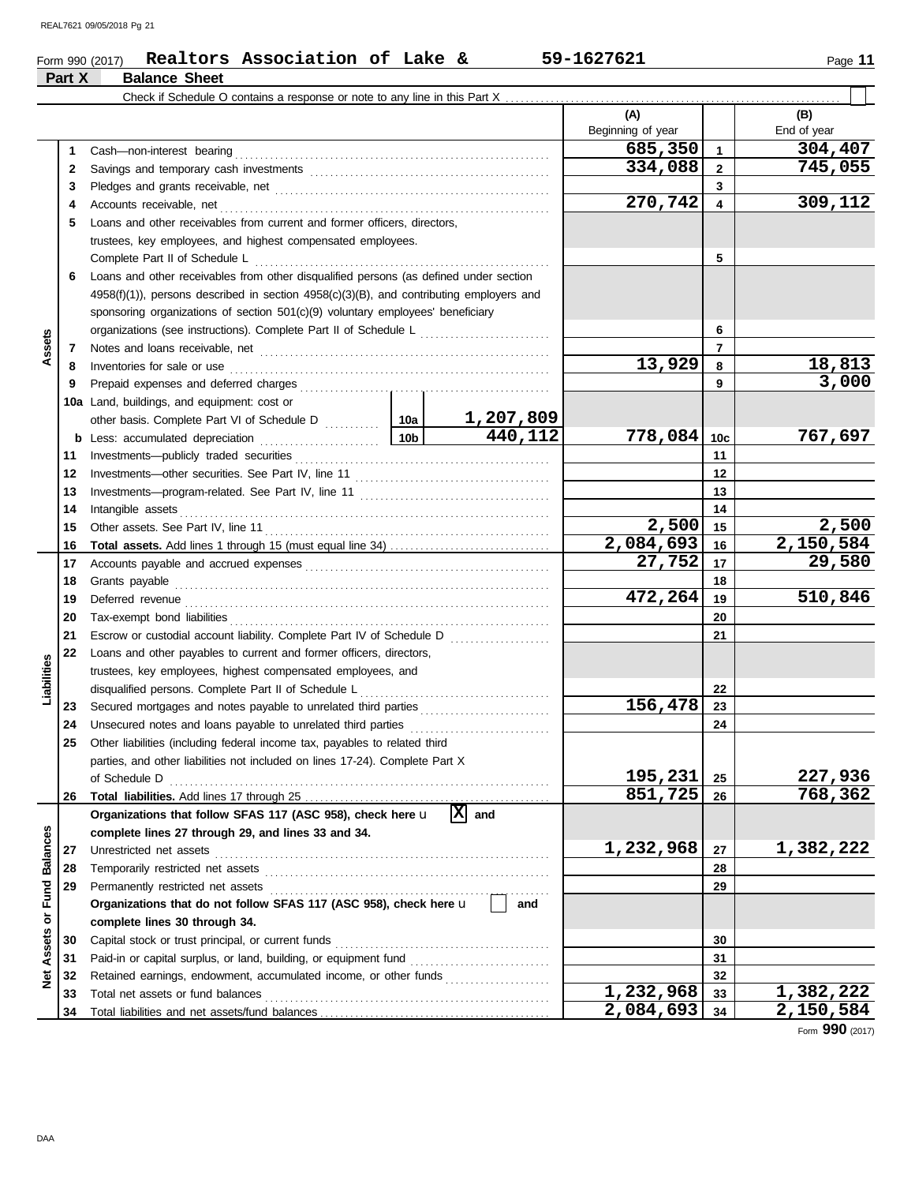Form 990 (2017) **Realtors Association of Lake &** **59-1627621** Page **11**

## Part X Balance Sheet

Check if Schedule O contains a response or note to any line in this Part X . . . . . . . . . . . . . . . . . . . . . . . . . . . . . . . . . . . . . . . . . . . . . . . . . . . . . . . . . . . . . . . . . . . . . . . [ ]

| | | | | (A) Beginning of year | | (B) End of year |
|---|---|---|---|---|---|---|
| **Assets** | 1 | Cash—non-interest bearing | | 685,350 | 1 | 304,407 |
| | 2 | Savings and temporary cash investments | | 334,088 | 2 | 745,055 |
| | 3 | Pledges and grants receivable, net | | | 3 | |
| | 4 | Accounts receivable, net | | 270,742 | 4 | 309,112 |
| | 5 | Loans and other receivables from current and former officers, directors, trustees, key employees, and highest compensated employees. Complete Part II of Schedule L | | | 5 | |
| | 6 | Loans and other receivables from other disqualified persons (as defined under section 4958(f)(1)), persons described in section 4958(c)(3)(B), and contributing employers and sponsoring organizations of section 501(c)(9) voluntary employees' beneficiary organizations (see instructions). Complete Part II of Schedule L | | | 6 | |
| | 7 | Notes and loans receivable, net | | | 7 | |
| | 8 | Inventories for sale or use | | 13,929 | 8 | 18,813 |
| | 9 | Prepaid expenses and deferred charges | | | 9 | 3,000 |
| | 10a | Land, buildings, and equipment: cost or other basis. Complete Part VI of Schedule D | 10a 1,207,809 | | | |
| | b | Less: accumulated depreciation | 10b 440,112 | 778,084 | 10c | 767,697 |
| | 11 | Investments—publicly traded securities | | | 11 | |
| | 12 | Investments—other securities. See Part IV, line 11 | | | 12 | |
| | 13 | Investments—program-related. See Part IV, line 11 | | | 13 | |
| | 14 | Intangible assets | | | 14 | |
| | 15 | Other assets. See Part IV, line 11 | | 2,500 | 15 | 2,500 |
| | 16 | **Total assets.** Add lines 1 through 15 (must equal line 34) | | 2,084,693 | 16 | 2,150,584 |
| **Liabilities** | 17 | Accounts payable and accrued expenses | | 27,752 | 17 | 29,580 |
| | 18 | Grants payable | | | 18 | |
| | 19 | Deferred revenue | | 472,264 | 19 | 510,846 |
| | 20 | Tax-exempt bond liabilities | | | 20 | |
| | 21 | Escrow or custodial account liability. Complete Part IV of Schedule D | | | 21 | |
| | 22 | Loans and other payables to current and former officers, directors, trustees, key employees, highest compensated employees, and disqualified persons. Complete Part II of Schedule L | | | 22 | |
| | 23 | Secured mortgages and notes payable to unrelated third parties | | 156,478 | 23 | |
| | 24 | Unsecured notes and loans payable to unrelated third parties | | | 24 | |
| | 25 | Other liabilities (including federal income tax, payables to related third parties, and other liabilities not included on lines 17-24). Complete Part X of Schedule D | | 195,231 | 25 | 227,936 |
| | 26 | **Total liabilities.** Add lines 17 through 25 | | 851,725 | 26 | 768,362 |
| **Net Assets or Fund Balances** | | **Organizations that follow SFAS 117 (ASC 958), check here** [X] **and complete lines 27 through 29, and lines 33 and 34.** | | | | |
| | 27 | Unrestricted net assets | | 1,232,968 | 27 | 1,382,222 |
| | 28 | Temporarily restricted net assets | | | 28 | |
| | 29 | Permanently restricted net assets | | | 29 | |
| | | **Organizations that do not follow SFAS 117 (ASC 958), check here** [ ] **and complete lines 30 through 34.** | | | | |
| | 30 | Capital stock or trust principal, or current funds | | | 30 | |
| | 31 | Paid-in or capital surplus, or land, building, or equipment fund | | | 31 | |
| | 32 | Retained earnings, endowment, accumulated income, or other funds | | | 32 | |
| | 33 | Total net assets or fund balances | | 1,232,968 | 33 | 1,382,222 |
| | 34 | Total liabilities and net assets/fund balances | | 2,084,693 | 34 | 2,150,584 |

Form **990** (2017)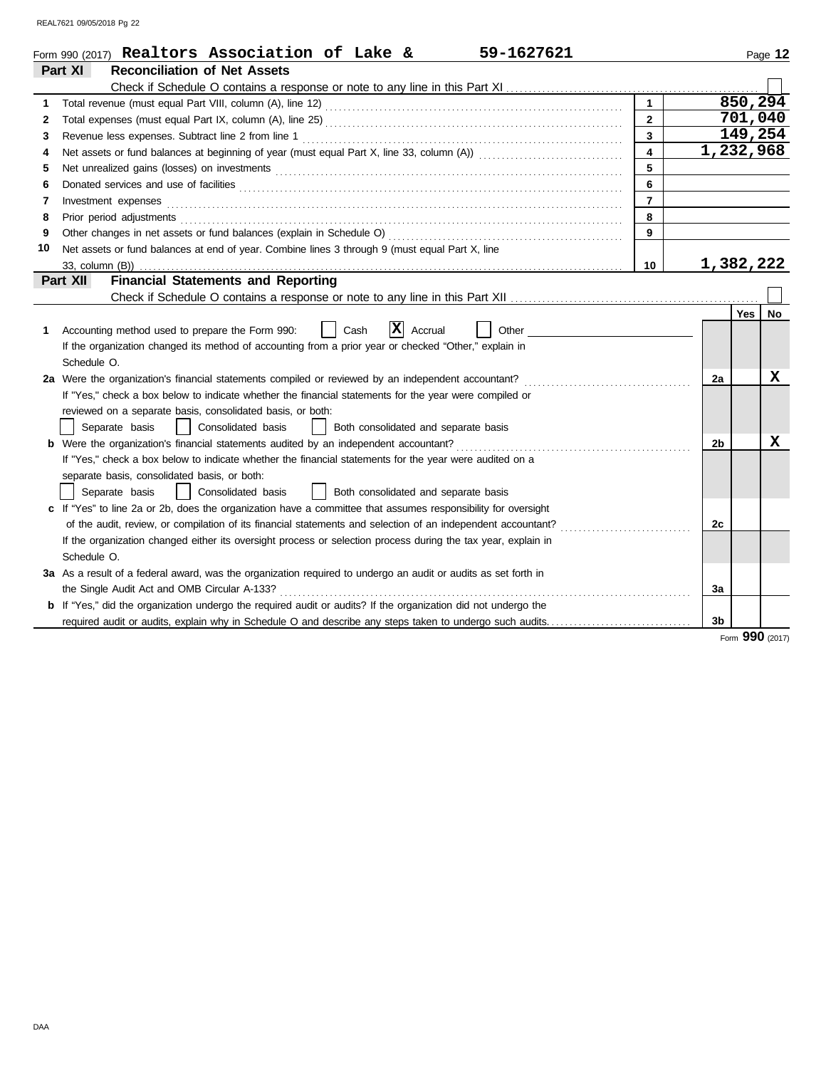Form 990 (2017) **Realtors Association of Lake &** **59-1627621** Page **12**

## Part XI Reconciliation of Net Assets

Check if Schedule O contains a response or note to any line in this Part XI ☐

| | | | |
|---|---|---|---|
| 1 | Total revenue (must equal Part VIII, column (A), line 12) | 1 | 850,294 |
| 2 | Total expenses (must equal Part IX, column (A), line 25) | 2 | 701,040 |
| 3 | Revenue less expenses. Subtract line 2 from line 1 | 3 | 149,254 |
| 4 | Net assets or fund balances at beginning of year (must equal Part X, line 33, column (A)) | 4 | 1,232,968 |
| 5 | Net unrealized gains (losses) on investments | 5 | |
| 6 | Donated services and use of facilities | 6 | |
| 7 | Investment expenses | 7 | |
| 8 | Prior period adjustments | 8 | |
| 9 | Other changes in net assets or fund balances (explain in Schedule O) | 9 | |
| 10 | Net assets or fund balances at end of year. Combine lines 3 through 9 (must equal Part X, line 33, column (B)) | 10 | 1,382,222 |

## Part XII Financial Statements and Reporting

Check if Schedule O contains a response or note to any line in this Part XII ☐

| | | | Yes | No |
|---|---|---|---|---|
| 1 | Accounting method used to prepare the Form 990: ☐ Cash ☒ Accrual ☐ Other<br>If the organization changed its method of accounting from a prior year or checked "Other," explain in Schedule O. | | | |
| 2a | Were the organization's financial statements compiled or reviewed by an independent accountant?<br>If "Yes," check a box below to indicate whether the financial statements for the year were compiled or reviewed on a separate basis, consolidated basis, or both:<br>☐ Separate basis ☐ Consolidated basis ☐ Both consolidated and separate basis | 2a | | X |
| b | Were the organization's financial statements audited by an independent accountant?<br>If "Yes," check a box below to indicate whether the financial statements for the year were audited on a separate basis, consolidated basis, or both:<br>☐ Separate basis ☐ Consolidated basis ☐ Both consolidated and separate basis | 2b | | X |
| c | If "Yes" to line 2a or 2b, does the organization have a committee that assumes responsibility for oversight of the audit, review, or compilation of its financial statements and selection of an independent accountant?<br>If the organization changed either its oversight process or selection process during the tax year, explain in Schedule O. | 2c | | |
| 3a | As a result of a federal award, was the organization required to undergo an audit or audits as set forth in the Single Audit Act and OMB Circular A-133? | 3a | | |
| b | If "Yes," did the organization undergo the required audit or audits? If the organization did not undergo the required audit or audits, explain why in Schedule O and describe any steps taken to undergo such audits. | 3b | | |

Form **990** (2017)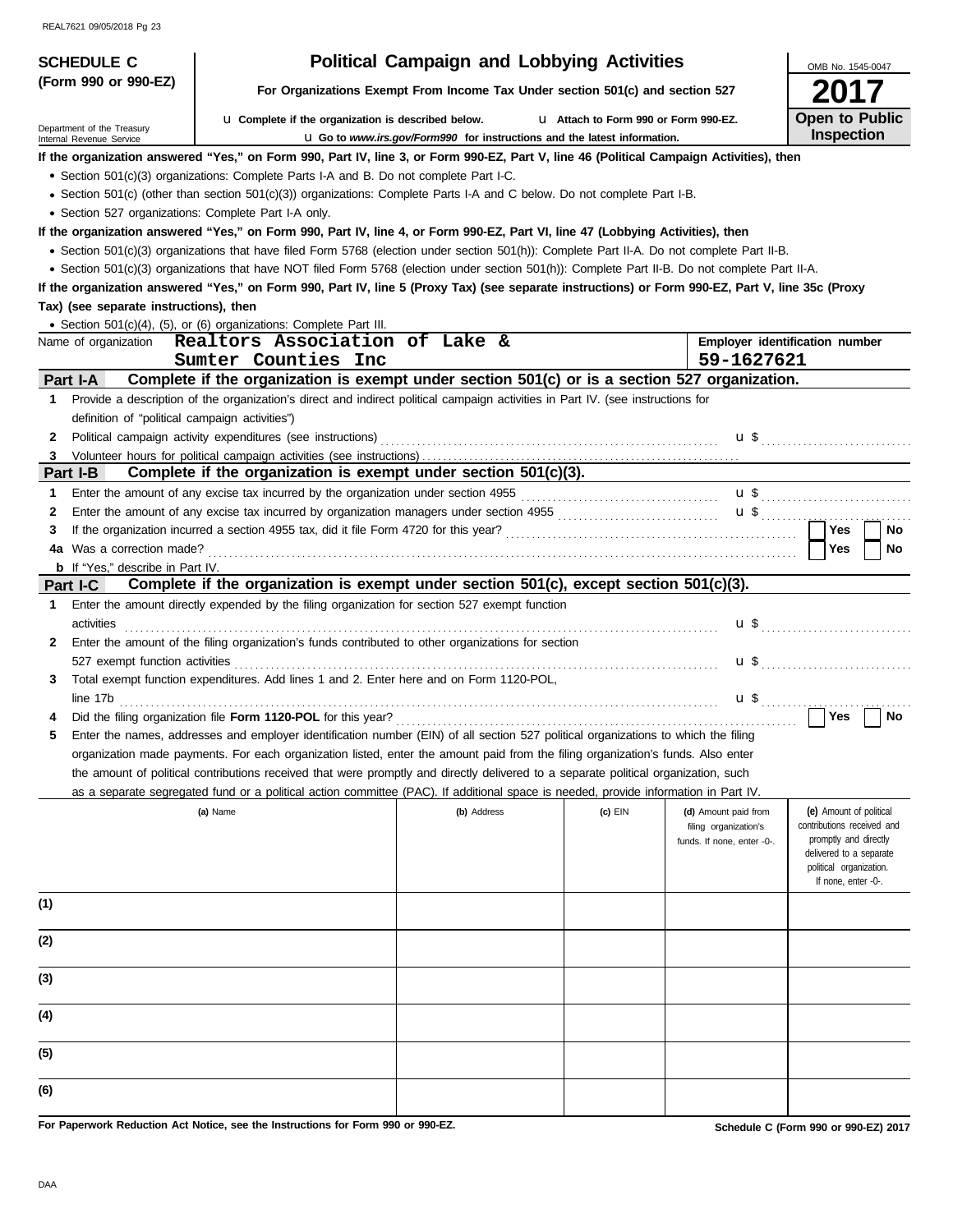**SCHEDULE C (Form 990 or 990-EZ)**

Department of the Treasury
Internal Revenue Service

# Political Campaign and Lobbying Activities

**For Organizations Exempt From Income Tax Under section 501(c) and section 527**

u Complete if the organization is described below. u Attach to Form 990 or Form 990-EZ.

u Go to *www.irs.gov/Form990* for instructions and the latest information.

OMB No. 1545-0047

**2017**

**Open to Public Inspection**

**If the organization answered "Yes," on Form 990, Part IV, line 3, or Form 990-EZ, Part V, line 46 (Political Campaign Activities), then**

- Section 501(c)(3) organizations: Complete Parts I-A and B. Do not complete Part I-C.
- Section 501(c) (other than section 501(c)(3)) organizations: Complete Parts I-A and C below. Do not complete Part I-B.
- Section 527 organizations: Complete Part I-A only.

**If the organization answered "Yes," on Form 990, Part IV, line 4, or Form 990-EZ, Part VI, line 47 (Lobbying Activities), then**

- Section 501(c)(3) organizations that have filed Form 5768 (election under section 501(h)): Complete Part II-A. Do not complete Part II-B.
- Section 501(c)(3) organizations that have NOT filed Form 5768 (election under section 501(h)): Complete Part II-B. Do not complete Part II-A.

**If the organization answered "Yes," on Form 990, Part IV, line 5 (Proxy Tax) (see separate instructions) or Form 990-EZ, Part V, line 35c (Proxy Tax) (see separate instructions), then**

- Section 501(c)(4), (5), or (6) organizations: Complete Part III.

Name of organization **Realtors Association of Lake & Sumter Counties Inc**

Employer identification number **59-1627621**

## Part I-A Complete if the organization is exempt under section 501(c) or is a section 527 organization.

1 Provide a description of the organization's direct and indirect political campaign activities in Part IV. (see instructions for definition of "political campaign activities")

2 Political campaign activity expenditures (see instructions) u $

3 Volunteer hours for political campaign activities (see instructions)

## Part I-B Complete if the organization is exempt under section 501(c)(3).

1 Enter the amount of any excise tax incurred by the organization under section 4955 u $

2 Enter the amount of any excise tax incurred by organization managers under section 4955 u $

3 If the organization incurred a section 4955 tax, did it file Form 4720 for this year? Yes No

4a Was a correction made? Yes No

b If "Yes," describe in Part IV.

## Part I-C Complete if the organization is exempt under section 501(c), except section 501(c)(3).

1 Enter the amount directly expended by the filing organization for section 527 exempt function activities u $

2 Enter the amount of the filing organization's funds contributed to other organizations for section 527 exempt function activities u $

3 Total exempt function expenditures. Add lines 1 and 2. Enter here and on Form 1120-POL, line 17b u $

4 Did the filing organization file **Form 1120-POL** for this year? Yes No

5 Enter the names, addresses and employer identification number (EIN) of all section 527 political organizations to which the filing organization made payments. For each organization listed, enter the amount paid from the filing organization's funds. Also enter the amount of political contributions received that were promptly and directly delivered to a separate political organization, such as a separate segregated fund or a political action committee (PAC). If additional space is needed, provide information in Part IV.

| | (a) Name | (b) Address | (c) EIN | (d) Amount paid from filing organization's funds. If none, enter -0-. | (e) Amount of political contributions received and promptly and directly delivered to a separate political organization. If none, enter -0-. |
|---|---|---|---|---|---|
| (1) | | | | | |
| (2) | | | | | |
| (3) | | | | | |
| (4) | | | | | |
| (5) | | | | | |
| (6) | | | | | |

**For Paperwork Reduction Act Notice, see the Instructions for Form 990 or 990-EZ.**

**Schedule C (Form 990 or 990-EZ) 2017**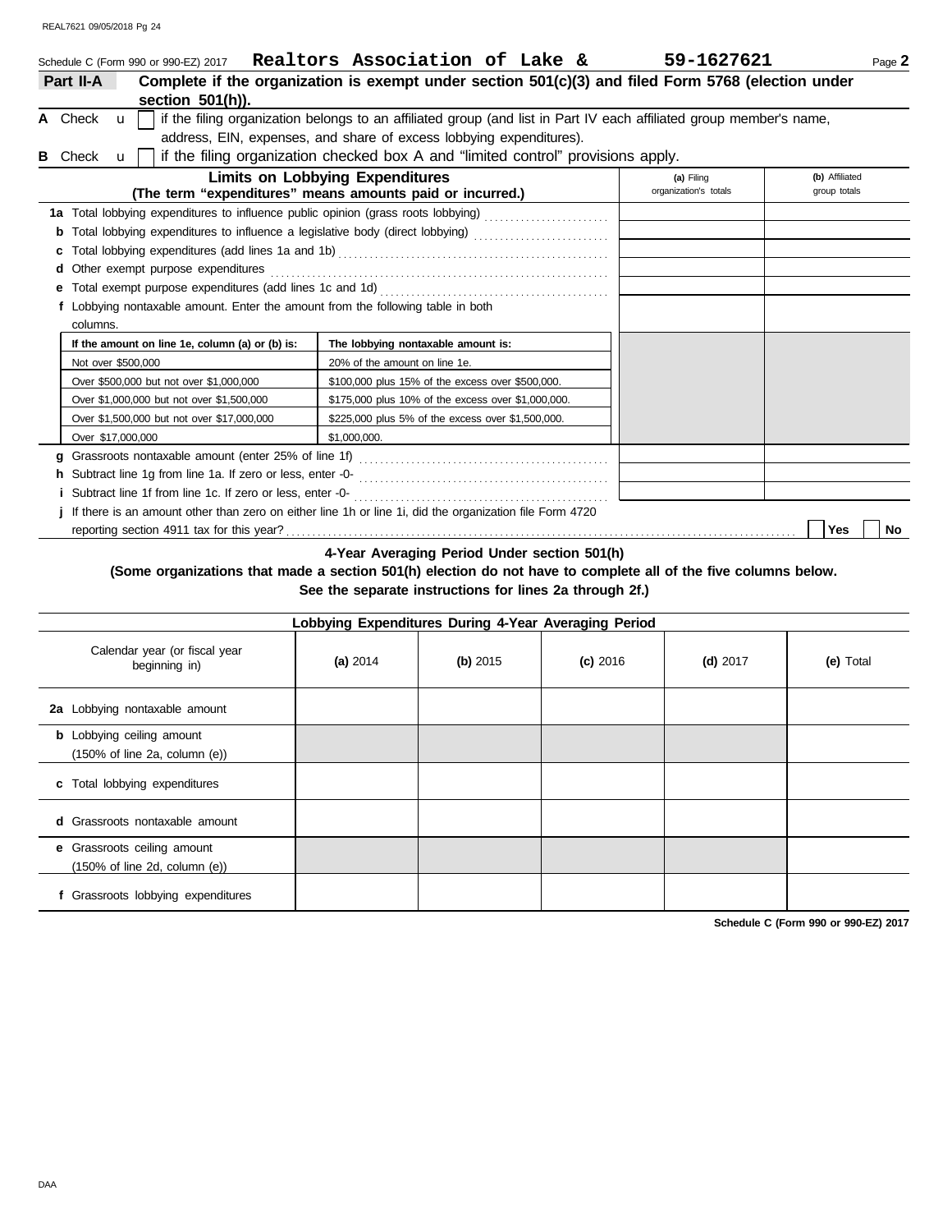Schedule C (Form 990 or 990-EZ) 2017 **Realtors Association of Lake & 59-1627621**

## Part II-A Complete if the organization is exempt under section 501(c)(3) and filed Form 5768 (election under section 501(h)).

**A** Check ☐ if the filing organization belongs to an affiliated group (and list in Part IV each affiliated group member's name, address, EIN, expenses, and share of excess lobbying expenditures).

**B** Check ☐ if the filing organization checked box A and "limited control" provisions apply.

| **Limits on Lobbying Expenditures** (The term "expenditures" means amounts paid or incurred.) | (a) Filing organization's totals | (b) Affiliated group totals |
|---|---|---|
| **1a** Total lobbying expenditures to influence public opinion (grass roots lobbying) | | |
| **b** Total lobbying expenditures to influence a legislative body (direct lobbying) | | |
| **c** Total lobbying expenditures (add lines 1a and 1b) | | |
| **d** Other exempt purpose expenditures | | |
| **e** Total exempt purpose expenditures (add lines 1c and 1d) | | |
| **f** Lobbying nontaxable amount. Enter the amount from the following table in both columns. | | |

| If the amount on line 1e, column (a) or (b) is: | The lobbying nontaxable amount is: |
|---|---|
| Not over $500,000 | 20% of the amount on line 1e. |
| Over $500,000 but not over $1,000,000 | $100,000 plus 15% of the excess over $500,000. |
| Over $1,000,000 but not over $1,500,000 | $175,000 plus 10% of the excess over $1,000,000. |
| Over $1,500,000 but not over $17,000,000 | $225,000 plus 5% of the excess over $1,500,000. |
| Over $17,000,000 | $1,000,000. |

| | (a) Filing organization's totals | (b) Affiliated group totals |
|---|---|---|
| **g** Grassroots nontaxable amount (enter 25% of line 1f) | | |
| **h** Subtract line 1g from line 1a. If zero or less, enter -0- | | |
| **i** Subtract line 1f from line 1c. If zero or less, enter -0- | | |

**j** If there is an amount other than zero on either line 1h or line 1i, did the organization file Form 4720 reporting section 4911 tax for this year? ☐ Yes ☐ No

### 4-Year Averaging Period Under section 501(h)

**(Some organizations that made a section 501(h) election do not have to complete all of the five columns below. See the separate instructions for lines 2a through 2f.)**

| Lobbying Expenditures During 4-Year Averaging Period | | | | | |
|---|---|---|---|---|---|
| Calendar year (or fiscal year beginning in) | **(a)** 2014 | **(b)** 2015 | **(c)** 2016 | **(d)** 2017 | **(e)** Total |
| **2a** Lobbying nontaxable amount | | | | | |
| **b** Lobbying ceiling amount (150% of line 2a, column (e)) | | | | | |
| **c** Total lobbying expenditures | | | | | |
| **d** Grassroots nontaxable amount | | | | | |
| **e** Grassroots ceiling amount (150% of line 2d, column (e)) | | | | | |
| **f** Grassroots lobbying expenditures | | | | | |

**Schedule C (Form 990 or 990-EZ) 2017**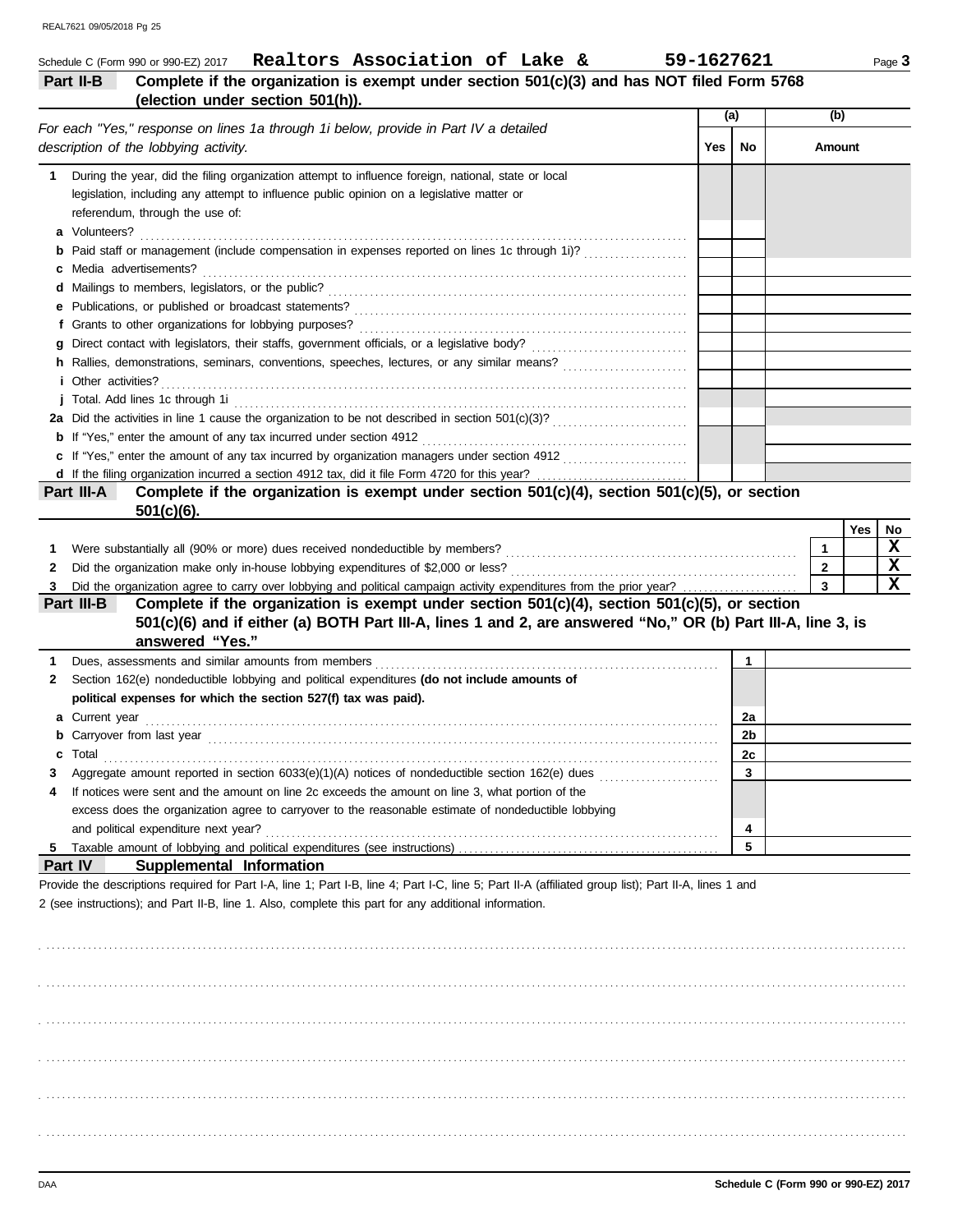Schedule C (Form 990 or 990-EZ) 2017 **Realtors Association of Lake & 59-1627621** Page **3**

## Part II-B Complete if the organization is exempt under section 501(c)(3) and has NOT filed Form 5768 (election under section 501(h)).

| *For each "Yes," response on lines 1a through 1i below, provide in Part IV a detailed description of the lobbying activity.* | (a) Yes | (a) No | (b) Amount |
|---|---|---|---|
| **1** During the year, did the filing organization attempt to influence foreign, national, state or local legislation, including any attempt to influence public opinion on a legislative matter or referendum, through the use of: | | | |
| **a** Volunteers? | | | |
| **b** Paid staff or management (include compensation in expenses reported on lines 1c through 1i)? | | | |
| **c** Media advertisements? | | | |
| **d** Mailings to members, legislators, or the public? | | | |
| **e** Publications, or published or broadcast statements? | | | |
| **f** Grants to other organizations for lobbying purposes? | | | |
| **g** Direct contact with legislators, their staffs, government officials, or a legislative body? | | | |
| **h** Rallies, demonstrations, seminars, conventions, speeches, lectures, or any similar means? | | | |
| **i** Other activities? | | | |
| **j** Total. Add lines 1c through 1i | | | |
| **2a** Did the activities in line 1 cause the organization to be not described in section 501(c)(3)? | | | |
| **b** If "Yes," enter the amount of any tax incurred under section 4912 | | | |
| **c** If "Yes," enter the amount of any tax incurred by organization managers under section 4912 | | | |
| **d** If the filing organization incurred a section 4912 tax, did it file Form 4720 for this year? | | | |

## Part III-A Complete if the organization is exempt under section 501(c)(4), section 501(c)(5), or section 501(c)(6).

| | | Yes | No |
|---|---|---|---|
| **1** Were substantially all (90% or more) dues received nondeductible by members? | 1 | | X |
| **2** Did the organization make only in-house lobbying expenditures of $2,000 or less? | 2 | | X |
| **3** Did the organization agree to carry over lobbying and political campaign activity expenditures from the prior year? | 3 | | X |

## Part III-B Complete if the organization is exempt under section 501(c)(4), section 501(c)(5), or section 501(c)(6) and if either (a) BOTH Part III-A, lines 1 and 2, are answered "No," OR (b) Part III-A, line 3, is answered "Yes."

| | | |
|---|---|---|
| **1** Dues, assessments and similar amounts from members | 1 | |
| **2** Section 162(e) nondeductible lobbying and political expenditures **(do not include amounts of political expenses for which the section 527(f) tax was paid).** | | |
| **a** Current year | 2a | |
| **b** Carryover from last year | 2b | |
| **c** Total | 2c | |
| **3** Aggregate amount reported in section 6033(e)(1)(A) notices of nondeductible section 162(e) dues | 3 | |
| **4** If notices were sent and the amount on line 2c exceeds the amount on line 3, what portion of the excess does the organization agree to carryover to the reasonable estimate of nondeductible lobbying and political expenditure next year? | 4 | |
| **5** Taxable amount of lobbying and political expenditures (see instructions) | 5 | |

## Part IV Supplemental Information

Provide the descriptions required for Part I-A, line 1; Part I-B, line 4; Part I-C, line 5; Part II-A (affiliated group list); Part II-A, lines 1 and 2 (see instructions); and Part II-B, line 1. Also, complete this part for any additional information.

DAA **Schedule C (Form 990 or 990-EZ) 2017**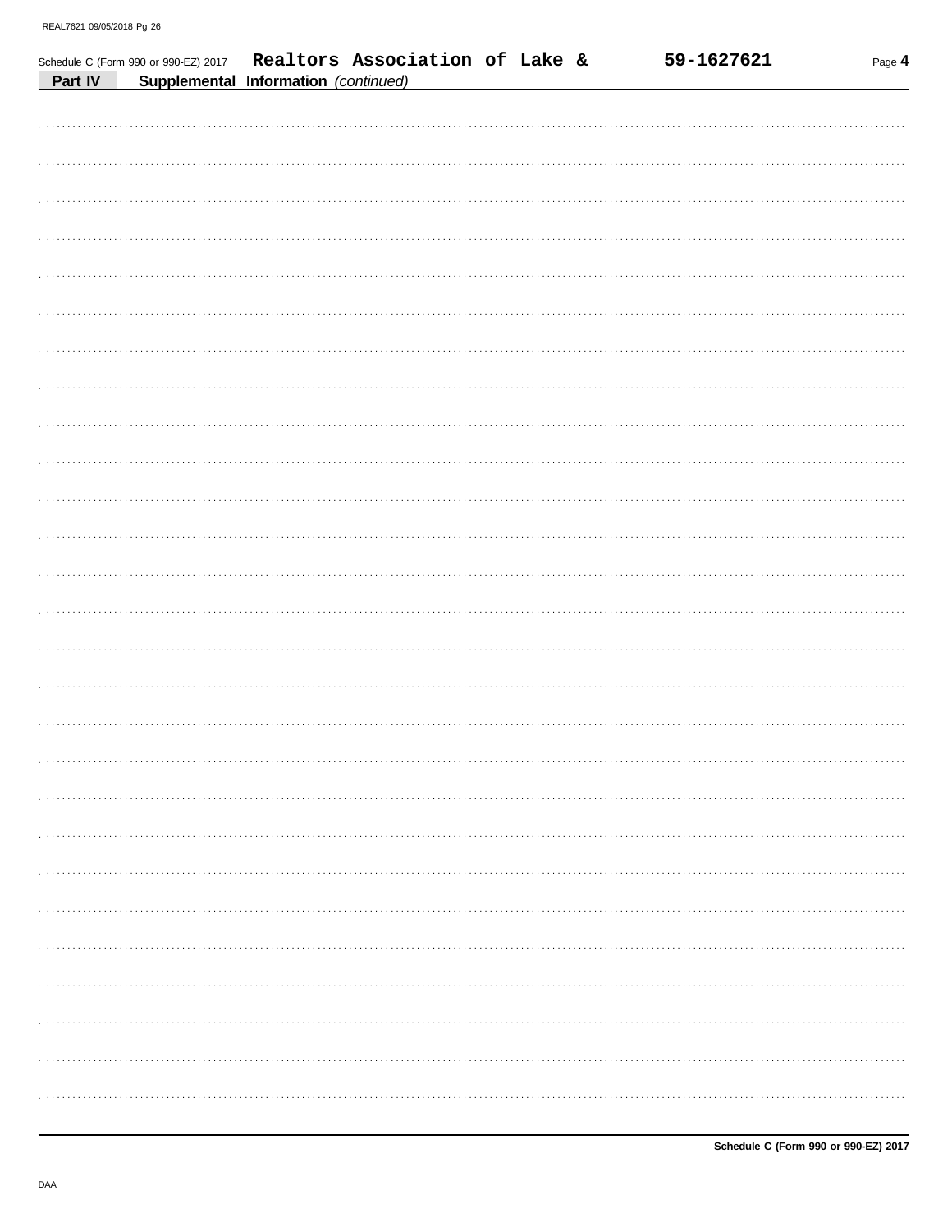Schedule C (Form 990 or 990-EZ) 2017 **Realtors Association of Lake &** **59-1627621** Page **4**

**Part IV** **Supplemental Information** *(continued)*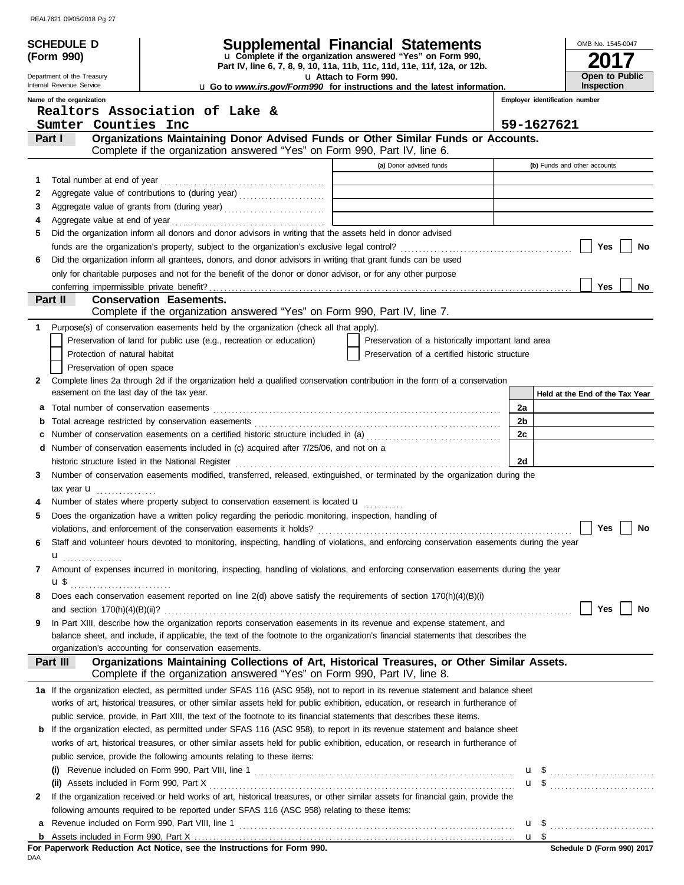**SCHEDULE D (Form 990)**

Department of the Treasury
Internal Revenue Service

# Supplemental Financial Statements

u Complete if the organization answered "Yes" on Form 990, Part IV, line 6, 7, 8, 9, 10, 11a, 11b, 11c, 11d, 11e, 11f, 12a, or 12b.
u Attach to Form 990.
u Go to *www.irs.gov/Form990* for instructions and the latest information.

OMB No. 1545-0047

**2017**

**Open to Public Inspection**

Name of the organization: Realtors Association of Lake & Sumter Counties Inc

Employer identification number: 59-1627621

## Part I — Organizations Maintaining Donor Advised Funds or Other Similar Funds or Accounts.

Complete if the organization answered "Yes" on Form 990, Part IV, line 6.

| | | (a) Donor advised funds | (b) Funds and other accounts |
|---|---|---|---|
| 1 | Total number at end of year | | |
| 2 | Aggregate value of contributions to (during year) | | |
| 3 | Aggregate value of grants from (during year) | | |
| 4 | Aggregate value at end of year | | |

5 Did the organization inform all donors and donor advisors in writing that the assets held in donor advised funds are the organization's property, subject to the organization's exclusive legal control? ☐ Yes ☐ No

6 Did the organization inform all grantees, donors, and donor advisors in writing that grant funds can be used only for charitable purposes and not for the benefit of the donor or donor advisor, or for any other purpose conferring impermissible private benefit? ☐ Yes ☐ No

## Part II — Conservation Easements.

Complete if the organization answered "Yes" on Form 990, Part IV, line 7.

1 Purpose(s) of conservation easements held by the organization (check all that apply).

- ☐ Preservation of land for public use (e.g., recreation or education)
- ☐ Protection of natural habitat
- ☐ Preservation of open space
- ☐ Preservation of a historically important land area
- ☐ Preservation of a certified historic structure

2 Complete lines 2a through 2d if the organization held a qualified conservation contribution in the form of a conservation easement on the last day of the tax year.

| | | | Held at the End of the Tax Year |
|---|---|---|---|
| a | Total number of conservation easements | 2a | |
| b | Total acreage restricted by conservation easements | 2b | |
| c | Number of conservation easements on a certified historic structure included in (a) | 2c | |
| d | Number of conservation easements included in (c) acquired after 7/25/06, and not on a historic structure listed in the National Register | 2d | |

3 Number of conservation easements modified, transferred, released, extinguished, or terminated by the organization during the tax year u

4 Number of states where property subject to conservation easement is located u

5 Does the organization have a written policy regarding the periodic monitoring, inspection, handling of violations, and enforcement of the conservation easements it holds? ☐ Yes ☐ No

6 Staff and volunteer hours devoted to monitoring, inspecting, handling of violations, and enforcing conservation easements during the year u

7 Amount of expenses incurred in monitoring, inspecting, handling of violations, and enforcing conservation easements during the year u $

8 Does each conservation easement reported on line 2(d) above satisfy the requirements of section 170(h)(4)(B)(i) and section 170(h)(4)(B)(ii)? ☐ Yes ☐ No

9 In Part XIII, describe how the organization reports conservation easements in its revenue and expense statement, and balance sheet, and include, if applicable, the text of the footnote to the organization's financial statements that describes the organization's accounting for conservation easements.

## Part III — Organizations Maintaining Collections of Art, Historical Treasures, or Other Similar Assets.

Complete if the organization answered "Yes" on Form 990, Part IV, line 8.

1a If the organization elected, as permitted under SFAS 116 (ASC 958), not to report in its revenue statement and balance sheet works of art, historical treasures, or other similar assets held for public exhibition, education, or research in furtherance of public service, provide, in Part XIII, the text of the footnote to its financial statements that describes these items.

b If the organization elected, as permitted under SFAS 116 (ASC 958), to report in its revenue statement and balance sheet works of art, historical treasures, or other similar assets held for public exhibition, education, or research in furtherance of public service, provide the following amounts relating to these items:

(i) Revenue included on Form 990, Part VIII, line 1 u $

(ii) Assets included in Form 990, Part X u $

2 If the organization received or held works of art, historical treasures, or other similar assets for financial gain, provide the following amounts required to be reported under SFAS 116 (ASC 958) relating to these items:

a Revenue included on Form 990, Part VIII, line 1 u $

b Assets included in Form 990, Part X u $

**For Paperwork Reduction Act Notice, see the Instructions for Form 990.**

DAA

Schedule D (Form 990) 2017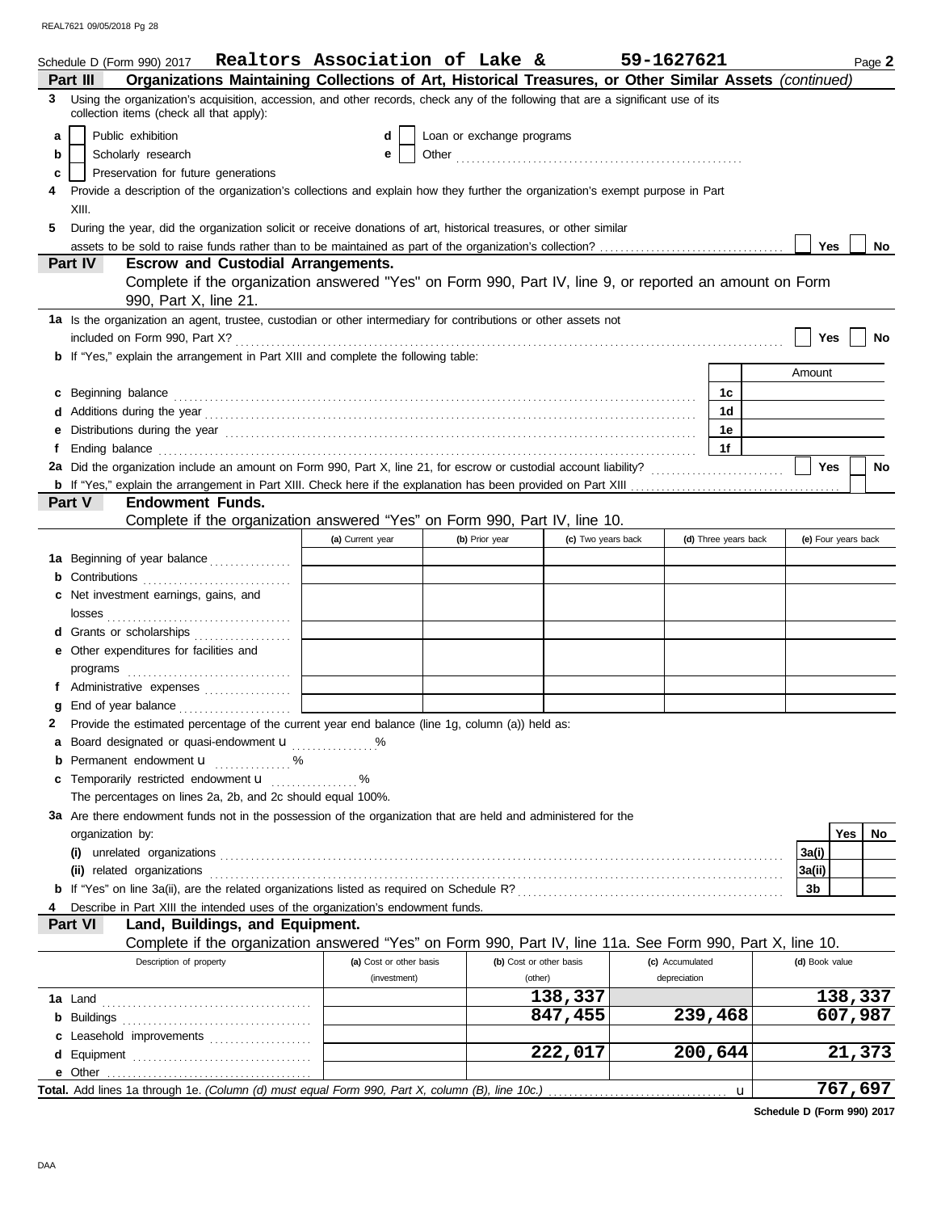Schedule D (Form 990) 2017 **Realtors Association of Lake & 59-1627621** Page **2**

## Part III Organizations Maintaining Collections of Art, Historical Treasures, or Other Similar Assets *(continued)*

**3** Using the organization's acquisition, accession, and other records, check any of the following that are a significant use of its collection items (check all that apply):

- **a** ☐ Public exhibition
- **b** ☐ Scholarly research
- **c** ☐ Preservation for future generations
- **d** ☐ Loan or exchange programs
- **e** ☐ Other ..........

**4** Provide a description of the organization's collections and explain how they further the organization's exempt purpose in Part XIII.

**5** During the year, did the organization solicit or receive donations of art, historical treasures, or other similar assets to be sold to raise funds rather than to be maintained as part of the organization's collection? ☐ Yes ☐ No

## Part IV Escrow and Custodial Arrangements.

Complete if the organization answered "Yes" on Form 990, Part IV, line 9, or reported an amount on Form 990, Part X, line 21.

**1a** Is the organization an agent, trustee, custodian or other intermediary for contributions or other assets not included on Form 990, Part X? ☐ Yes ☐ No

**b** If "Yes," explain the arrangement in Part XIII and complete the following table:

| | | Amount |
|---|---|---|
| **c** Beginning balance | 1c | |
| **d** Additions during the year | 1d | |
| **e** Distributions during the year | 1e | |
| **f** Ending balance | 1f | |

**2a** Did the organization include an amount on Form 990, Part X, line 21, for escrow or custodial account liability? ☐ Yes ☐ No

**b** If "Yes," explain the arrangement in Part XIII. Check here if the explanation has been provided on Part XIII ☐

## Part V Endowment Funds.

Complete if the organization answered "Yes" on Form 990, Part IV, line 10.

| | (a) Current year | (b) Prior year | (c) Two years back | (d) Three years back | (e) Four years back |
|---|---|---|---|---|---|
| **1a** Beginning of year balance | | | | | |
| **b** Contributions | | | | | |
| **c** Net investment earnings, gains, and losses | | | | | |
| **d** Grants or scholarships | | | | | |
| **e** Other expenditures for facilities and programs | | | | | |
| **f** Administrative expenses | | | | | |
| **g** End of year balance | | | | | |

**2** Provide the estimated percentage of the current year end balance (line 1g, column (a)) held as:

- **a** Board designated or quasi-endowment u ..........%
- **b** Permanent endowment u ..........%
- **c** Temporarily restricted endowment u ..........%

The percentages on lines 2a, 2b, and 2c should equal 100%.

**3a** Are there endowment funds not in the possession of the organization that are held and administered for the organization by:

| | | Yes | No |
|---|---|---|---|
| **(i)** unrelated organizations | 3a(i) | | |
| **(ii)** related organizations | 3a(ii) | | |
| **b** If "Yes" on line 3a(ii), are the related organizations listed as required on Schedule R? | 3b | | |

**4** Describe in Part XIII the intended uses of the organization's endowment funds.

## Part VI Land, Buildings, and Equipment.

Complete if the organization answered "Yes" on Form 990, Part IV, line 11a. See Form 990, Part X, line 10.

| Description of property | (a) Cost or other basis (investment) | (b) Cost or other basis (other) | (c) Accumulated depreciation | (d) Book value |
|---|---|---|---|---|
| **1a** Land | | 138,337 | | 138,337 |
| **b** Buildings | | 847,455 | 239,468 | 607,987 |
| **c** Leasehold improvements | | | | |
| **d** Equipment | | 222,017 | 200,644 | 21,373 |
| **e** Other | | | | |
| **Total.** Add lines 1a through 1e. *(Column (d) must equal Form 990, Part X, column (B), line 10c.)* u | | | | 767,697 |

**Schedule D (Form 990) 2017**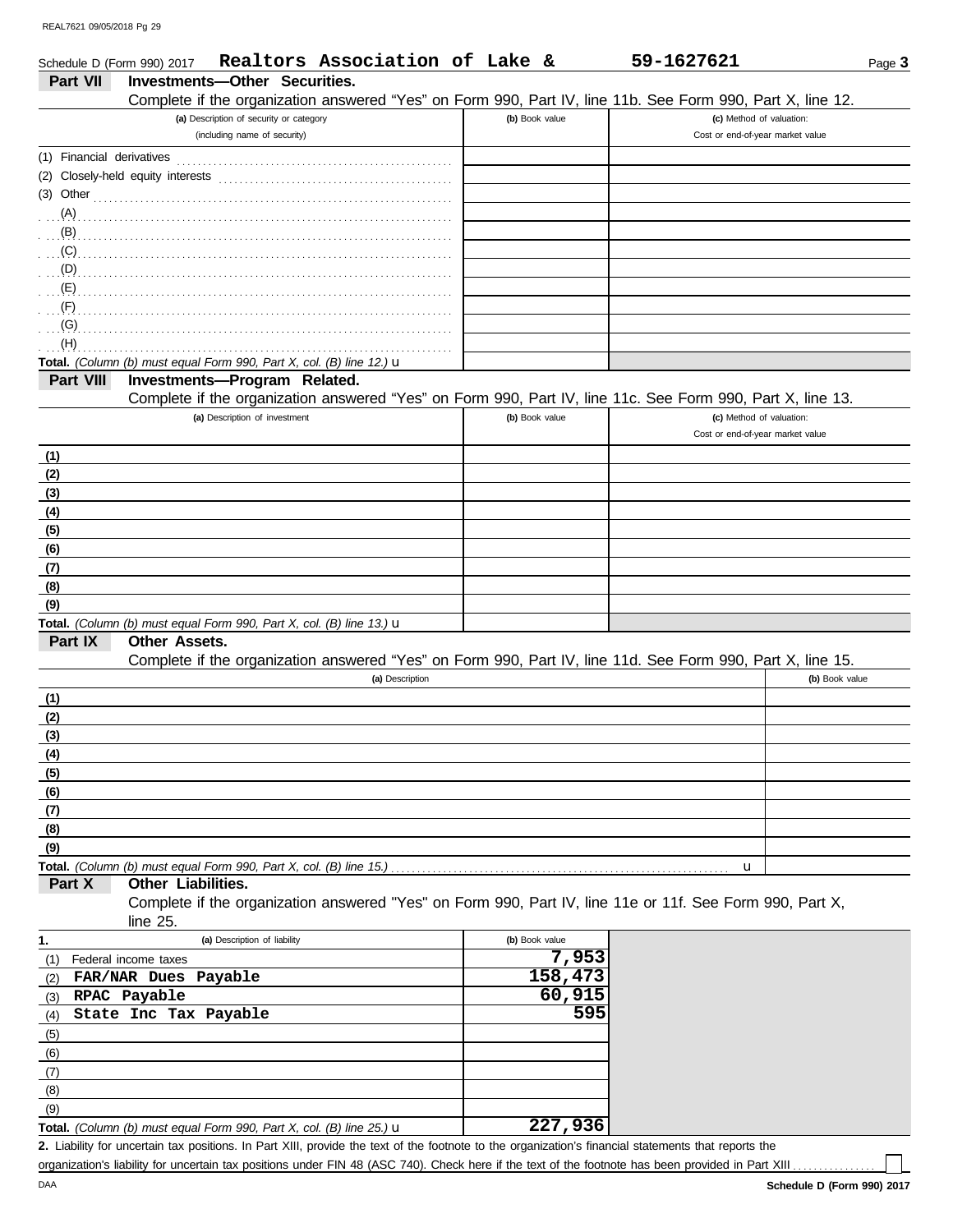Schedule D (Form 990) 2017 **Realtors Association of Lake &** **59-1627621** Page **3**

## Part VII Investments—Other Securities.

Complete if the organization answered "Yes" on Form 990, Part IV, line 11b. See Form 990, Part X, line 12.

| (a) Description of security or category (including name of security) | (b) Book value | (c) Method of valuation: Cost or end-of-year market value |
|---|---|---|
| (1) Financial derivatives | | |
| (2) Closely-held equity interests | | |
| (3) Other | | |
| (A) | | |
| (B) | | |
| (C) | | |
| (D) | | |
| (E) | | |
| (F) | | |
| (G) | | |
| (H) | | |
| **Total.** *(Column (b) must equal Form 990, Part X, col. (B) line 12.)* u | | |

## Part VIII Investments—Program Related.

Complete if the organization answered "Yes" on Form 990, Part IV, line 11c. See Form 990, Part X, line 13.

| (a) Description of investment | (b) Book value | (c) Method of valuation: Cost or end-of-year market value |
|---|---|---|
| **(1)** | | |
| **(2)** | | |
| **(3)** | | |
| **(4)** | | |
| **(5)** | | |
| **(6)** | | |
| **(7)** | | |
| **(8)** | | |
| **(9)** | | |
| **Total.** *(Column (b) must equal Form 990, Part X, col. (B) line 13.)* u | | |

## Part IX Other Assets.

Complete if the organization answered "Yes" on Form 990, Part IV, line 11d. See Form 990, Part X, line 15.

| (a) Description | (b) Book value |
|---|---|
| **(1)** | |
| **(2)** | |
| **(3)** | |
| **(4)** | |
| **(5)** | |
| **(6)** | |
| **(7)** | |
| **(8)** | |
| **(9)** | |
| **Total.** *(Column (b) must equal Form 990, Part X, col. (B) line 15.)* u | |

## Part X Other Liabilities.

Complete if the organization answered "Yes" on Form 990, Part IV, line 11e or 11f. See Form 990, Part X, line 25.

| 1. (a) Description of liability | (b) Book value |
|---|---|
| (1) Federal income taxes | 7,953 |
| (2) **FAR/NAR Dues Payable** | 158,473 |
| (3) **RPAC Payable** | 60,915 |
| (4) **State Inc Tax Payable** | 595 |
| (5) | |
| (6) | |
| (7) | |
| (8) | |
| (9) | |
| **Total.** *(Column (b) must equal Form 990, Part X, col. (B) line 25.)* u | 227,936 |

**2.** Liability for uncertain tax positions. In Part XIII, provide the text of the footnote to the organization's financial statements that reports the organization's liability for uncertain tax positions under FIN 48 (ASC 740). Check here if the text of the footnote has been provided in Part XIII ☐

**Schedule D (Form 990) 2017**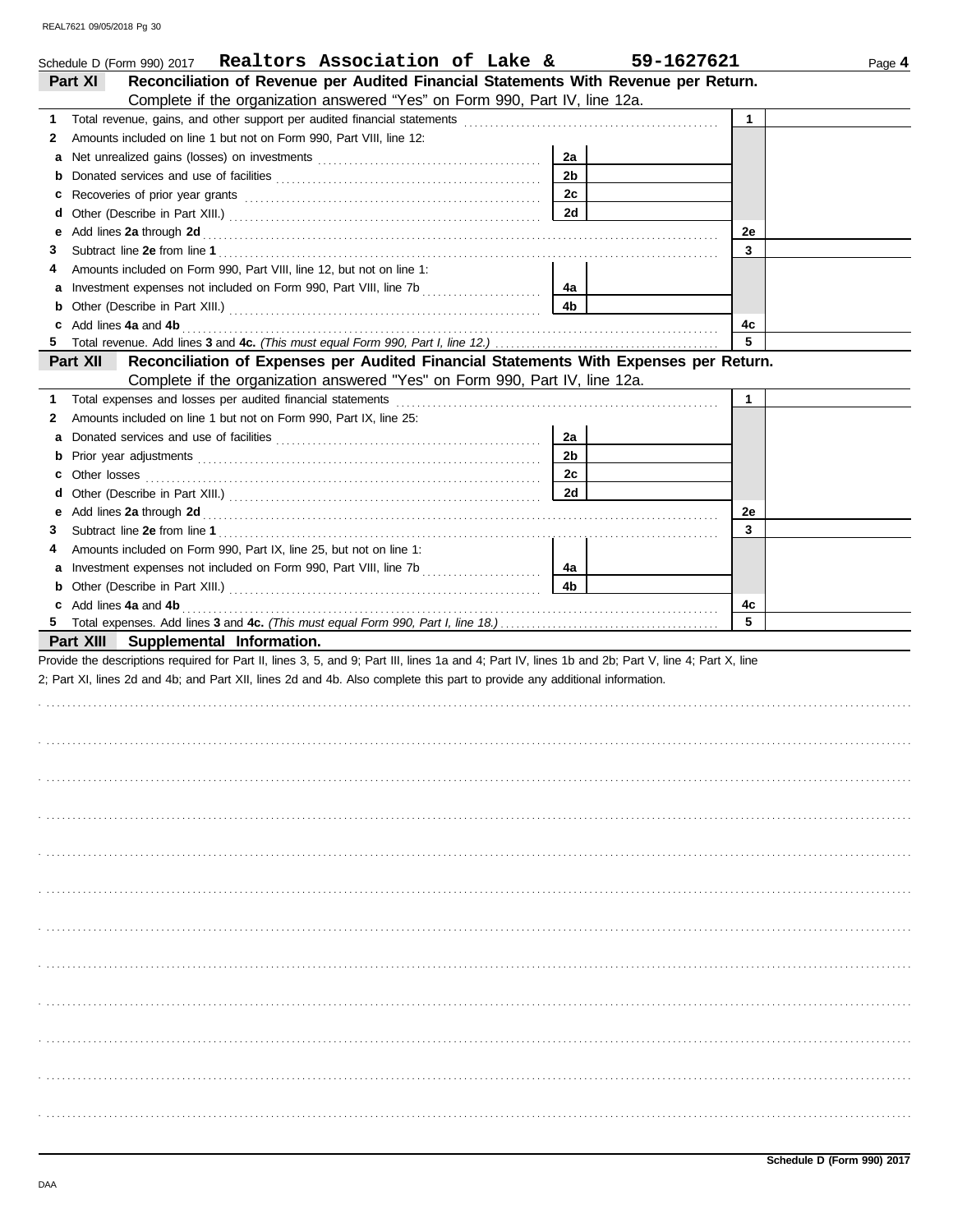Schedule D (Form 990) 2017 **Realtors Association of Lake &** **59-1627621** Page **4**

## Part XI Reconciliation of Revenue per Audited Financial Statements With Revenue per Return.

Complete if the organization answered "Yes" on Form 990, Part IV, line 12a.

| | | | | |
|---|---|---|---|---|
| **1** | Total revenue, gains, and other support per audited financial statements | | **1** | |
| **2** | Amounts included on line 1 but not on Form 990, Part VIII, line 12: | | | |
| **a** | Net unrealized gains (losses) on investments | **2a** | | |
| **b** | Donated services and use of facilities | **2b** | | |
| **c** | Recoveries of prior year grants | **2c** | | |
| **d** | Other (Describe in Part XIII.) | **2d** | | |
| **e** | Add lines **2a** through **2d** | | **2e** | |
| **3** | Subtract line **2e** from line **1** | | **3** | |
| **4** | Amounts included on Form 990, Part VIII, line 12, but not on line 1: | | | |
| **a** | Investment expenses not included on Form 990, Part VIII, line 7b | **4a** | | |
| **b** | Other (Describe in Part XIII.) | **4b** | | |
| **c** | Add lines **4a** and **4b** | | **4c** | |
| **5** | Total revenue. Add lines **3** and **4c.** *(This must equal Form 990, Part I, line 12.)* | | **5** | |

## Part XII Reconciliation of Expenses per Audited Financial Statements With Expenses per Return.

Complete if the organization answered "Yes" on Form 990, Part IV, line 12a.

| | | | | |
|---|---|---|---|---|
| **1** | Total expenses and losses per audited financial statements | | **1** | |
| **2** | Amounts included on line 1 but not on Form 990, Part IX, line 25: | | | |
| **a** | Donated services and use of facilities | **2a** | | |
| **b** | Prior year adjustments | **2b** | | |
| **c** | Other losses | **2c** | | |
| **d** | Other (Describe in Part XIII.) | **2d** | | |
| **e** | Add lines **2a** through **2d** | | **2e** | |
| **3** | Subtract line **2e** from line **1** | | **3** | |
| **4** | Amounts included on Form 990, Part IX, line 25, but not on line 1: | | | |
| **a** | Investment expenses not included on Form 990, Part VIII, line 7b | **4a** | | |
| **b** | Other (Describe in Part XIII.) | **4b** | | |
| **c** | Add lines **4a** and **4b** | | **4c** | |
| **5** | Total expenses. Add lines **3** and **4c.** *(This must equal Form 990, Part I, line 18.)* | | **5** | |

## Part XIII Supplemental Information.

Provide the descriptions required for Part II, lines 3, 5, and 9; Part III, lines 1a and 4; Part IV, lines 1b and 2b; Part V, line 4; Part X, line 2; Part XI, lines 2d and 4b; and Part XII, lines 2d and 4b. Also complete this part to provide any additional information.

**Schedule D (Form 990) 2017**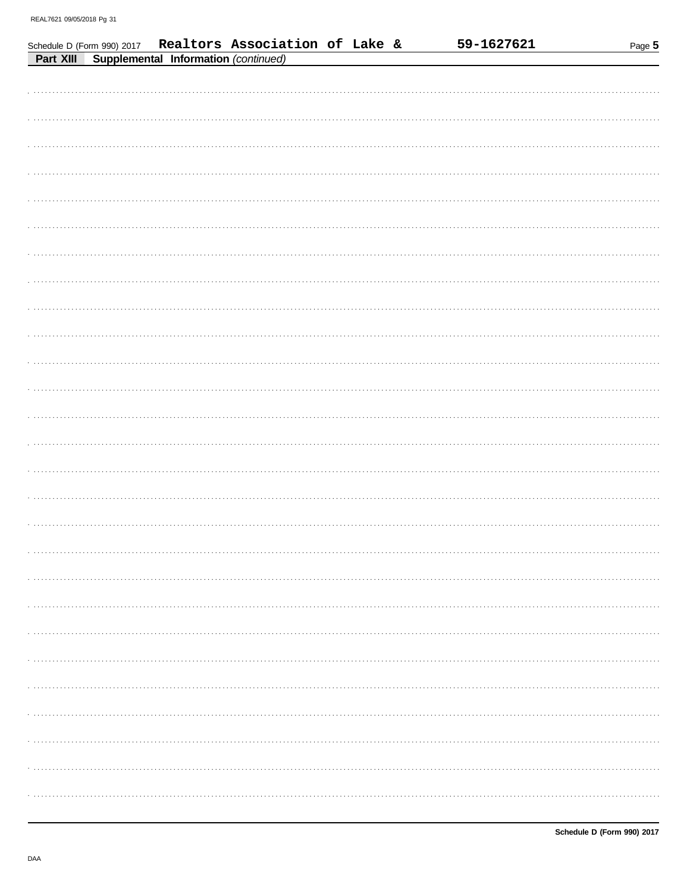Schedule D (Form 990) 2017 **Realtors Association of Lake &** **59-1627621**

**Part XIII** **Supplemental Information** *(continued)*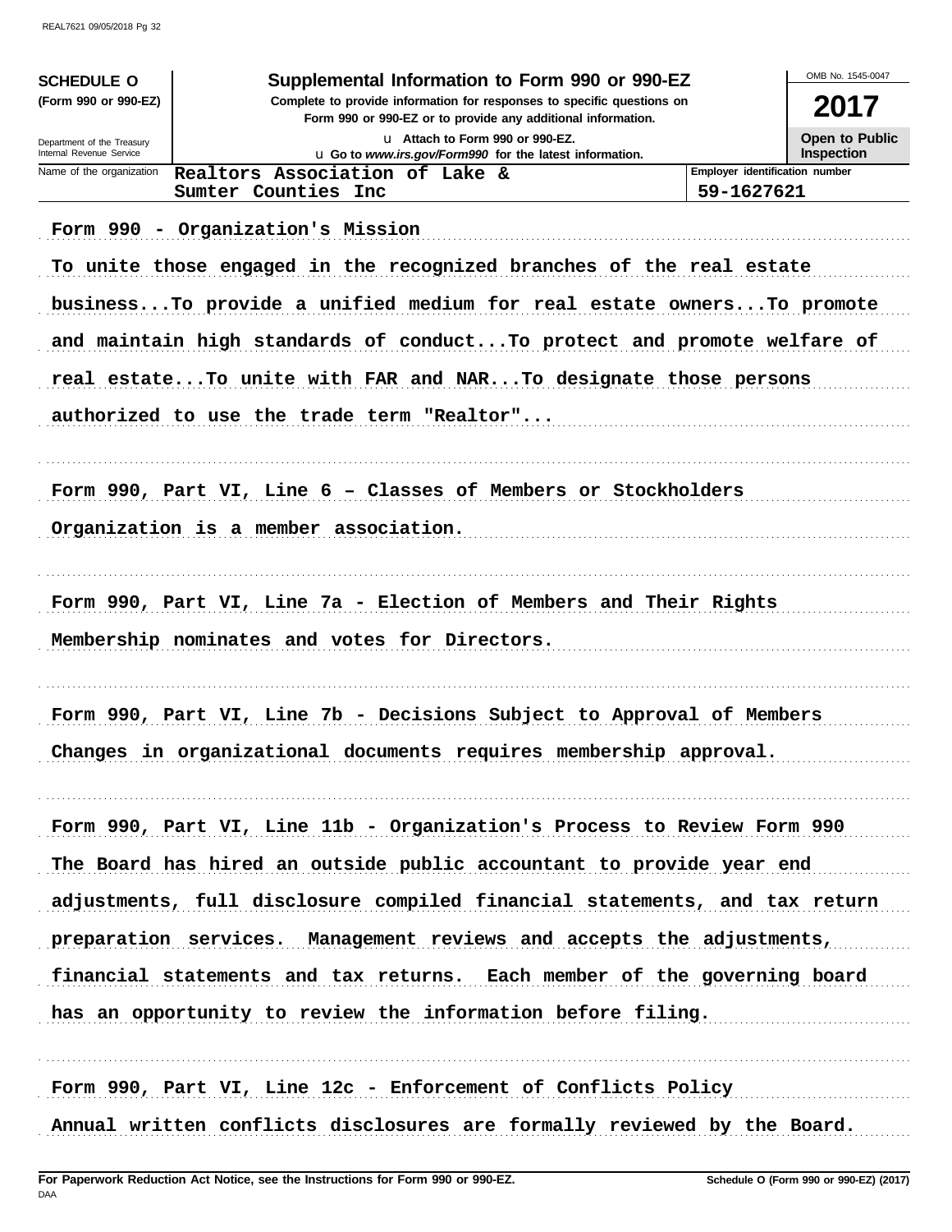**SCHEDULE O**
**(Form 990 or 990-EZ)**

Department of the Treasury
Internal Revenue Service

# Supplemental Information to Form 990 or 990-EZ

**Complete to provide information for responses to specific questions on Form 990 or 990-EZ or to provide any additional information.**

u Attach to Form 990 or 990-EZ.
u Go to *www.irs.gov/Form990* for the latest information.

OMB No. 1545-0047

**2017**

**Open to Public Inspection**

| Name of the organization | Employer identification number |
|---|---|
| Realtors Association of Lake & Sumter Counties Inc | 59-1627621 |

Form 990 - Organization's Mission

To unite those engaged in the recognized branches of the real estate business...To provide a unified medium for real estate owners...To promote and maintain high standards of conduct...To protect and promote welfare of real estate...To unite with FAR and NAR...To designate those persons authorized to use the trade term "Realtor"...

Form 990, Part VI, Line 6 – Classes of Members or Stockholders

Organization is a member association.

Form 990, Part VI, Line 7a - Election of Members and Their Rights

Membership nominates and votes for Directors.

Form 990, Part VI, Line 7b - Decisions Subject to Approval of Members

Changes in organizational documents requires membership approval.

Form 990, Part VI, Line 11b - Organization's Process to Review Form 990

The Board has hired an outside public accountant to provide year end adjustments, full disclosure compiled financial statements, and tax return preparation services. Management reviews and accepts the adjustments, financial statements and tax returns. Each member of the governing board has an opportunity to review the information before filing.

Form 990, Part VI, Line 12c - Enforcement of Conflicts Policy

Annual written conflicts disclosures are formally reviewed by the Board.

**For Paperwork Reduction Act Notice, see the Instructions for Form 990 or 990-EZ.** **Schedule O (Form 990 or 990-EZ) (2017)**
DAA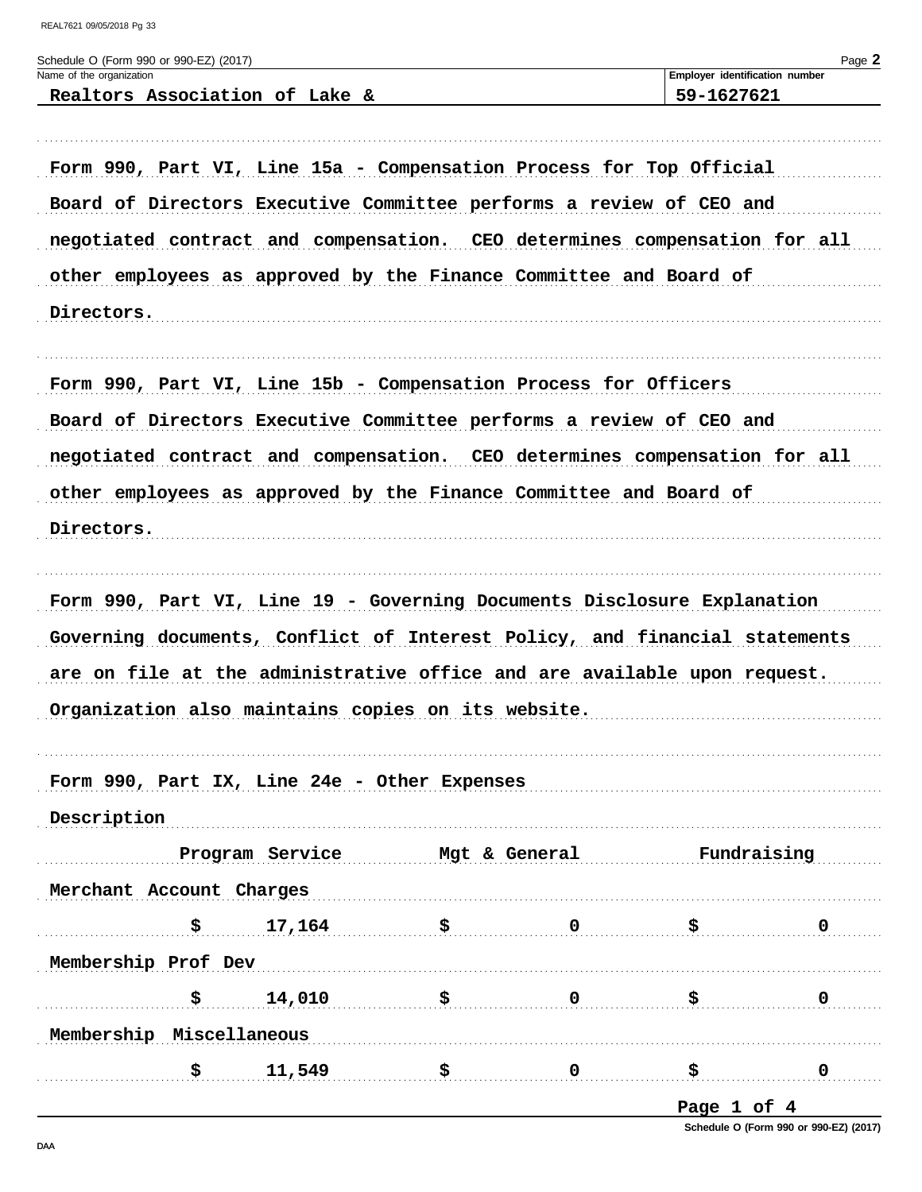Schedule O (Form 990 or 990-EZ) (2017)

| Name of the organization | Employer identification number |
|---|---|
| Realtors Association of Lake & | 59-1627621 |

**Form 990, Part VI, Line 15a - Compensation Process for Top Official**

Board of Directors Executive Committee performs a review of CEO and negotiated contract and compensation. CEO determines compensation for all other employees as approved by the Finance Committee and Board of Directors.

**Form 990, Part VI, Line 15b - Compensation Process for Officers**

Board of Directors Executive Committee performs a review of CEO and negotiated contract and compensation. CEO determines compensation for all other employees as approved by the Finance Committee and Board of Directors.

**Form 990, Part VI, Line 19 - Governing Documents Disclosure Explanation**

Governing documents, Conflict of Interest Policy, and financial statements are on file at the administrative office and are available upon request. Organization also maintains copies on its website.

**Form 990, Part IX, Line 24e - Other Expenses**

| Description | Program Service | Mgt & General | Fundraising |
|---|---|---|---|
| Merchant Account Charges | $ 17,164 | $ 0 | $ 0 |
| Membership Prof Dev | $ 14,010 | $ 0 | $ 0 |
| Membership Miscellaneous | $ 11,549 | $ 0 | $ 0 |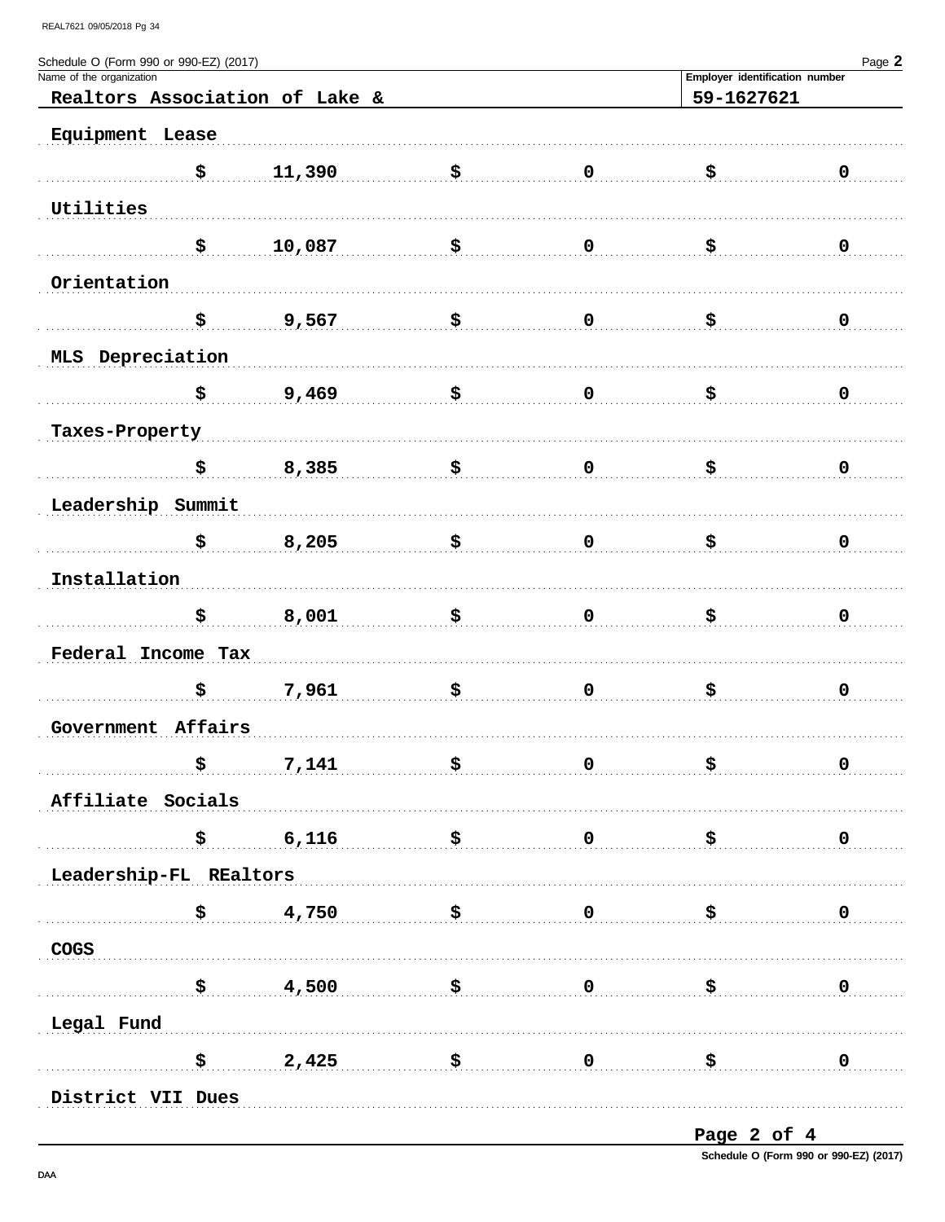Schedule O (Form 990 or 990-EZ) (2017) Page **2**

| Name of the organization | Employer identification number |
|---|---|
| Realtors Association of Lake & | 59-1627621 |

| Description | | | | | | |
|---|---|---|---|---|---|---|
| Equipment Lease | | | | | | |
| | $ | 11,390 | $ | 0 | $ | 0 |
| Utilities | | | | | | |
| | $ | 10,087 | $ | 0 | $ | 0 |
| Orientation | | | | | | |
| | $ | 9,567 | $ | 0 | $ | 0 |
| MLS Depreciation | | | | | | |
| | $ | 9,469 | $ | 0 | $ | 0 |
| Taxes-Property | | | | | | |
| | $ | 8,385 | $ | 0 | $ | 0 |
| Leadership Summit | | | | | | |
| | $ | 8,205 | $ | 0 | $ | 0 |
| Installation | | | | | | |
| | $ | 8,001 | $ | 0 | $ | 0 |
| Federal Income Tax | | | | | | |
| | $ | 7,961 | $ | 0 | $ | 0 |
| Government Affairs | | | | | | |
| | $ | 7,141 | $ | 0 | $ | 0 |
| Affiliate Socials | | | | | | |
| | $ | 6,116 | $ | 0 | $ | 0 |
| Leadership-FL REaltors | | | | | | |
| | $ | 4,750 | $ | 0 | $ | 0 |
| COGS | | | | | | |
| | $ | 4,500 | $ | 0 | $ | 0 |
| Legal Fund | | | | | | |
| | $ | 2,425 | $ | 0 | $ | 0 |
| District VII Dues | | | | | | |

Schedule O (Form 990 or 990-EZ) (2017)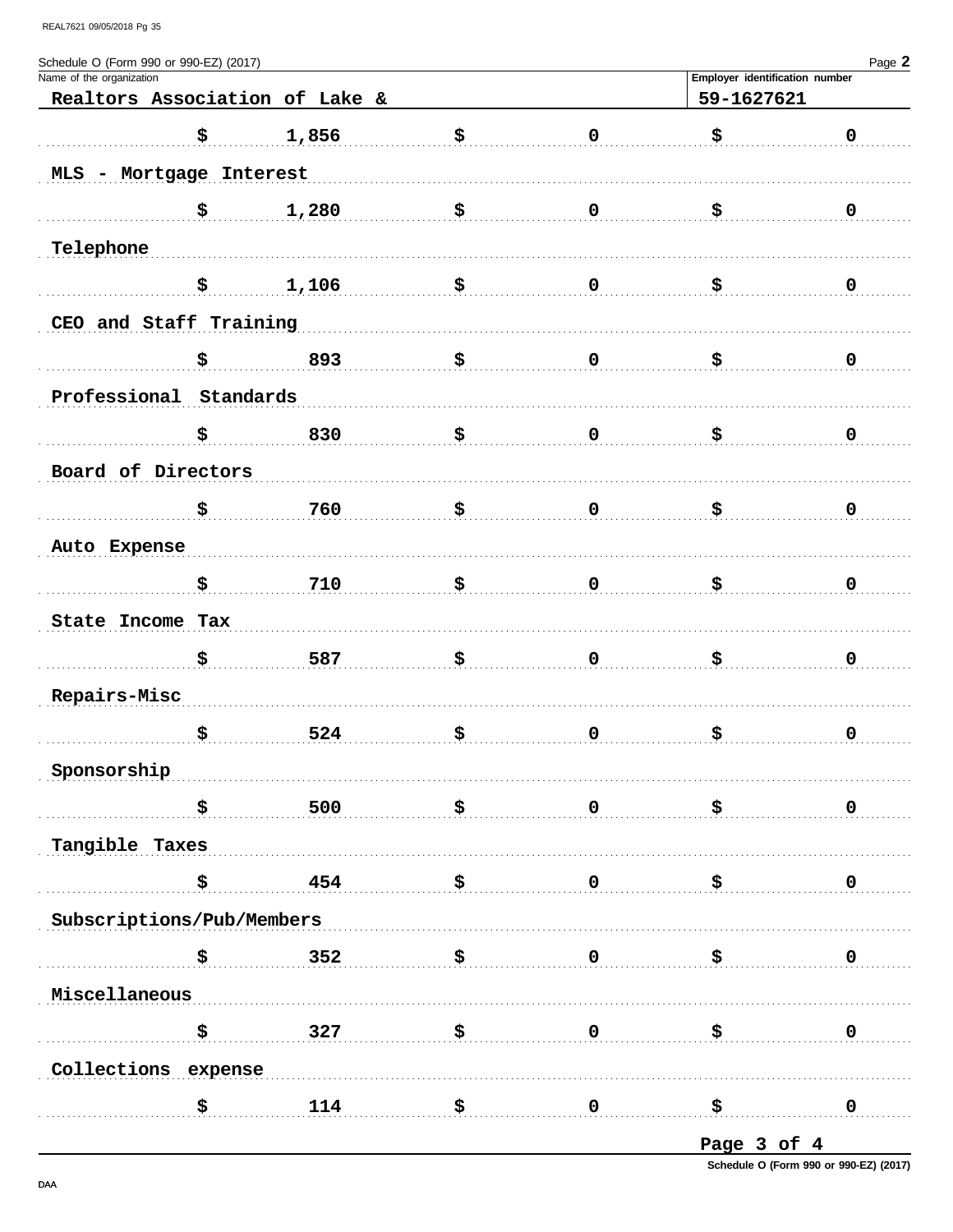Schedule O (Form 990 or 990-EZ) (2017)

Name of the organization: Realtors Association of Lake &

Employer identification number: 59-1627621

| | | |
|---|---|---|
| $ 1,856 | $ 0 | $ 0 |

MLS - Mortgage Interest

| | | |
|---|---|---|
| $ 1,280 | $ 0 | $ 0 |

Telephone

| | | |
|---|---|---|
| $ 1,106 | $ 0 | $ 0 |

CEO and Staff Training

| | | |
|---|---|---|
| $ 893 | $ 0 | $ 0 |

Professional Standards

| | | |
|---|---|---|
| $ 830 | $ 0 | $ 0 |

Board of Directors

| | | |
|---|---|---|
| $ 760 | $ 0 | $ 0 |

Auto Expense

| | | |
|---|---|---|
| $ 710 | $ 0 | $ 0 |

State Income Tax

| | | |
|---|---|---|
| $ 587 | $ 0 | $ 0 |

Repairs-Misc

| | | |
|---|---|---|
| $ 524 | $ 0 | $ 0 |

Sponsorship

| | | |
|---|---|---|
| $ 500 | $ 0 | $ 0 |

Tangible Taxes

| | | |
|---|---|---|
| $ 454 | $ 0 | $ 0 |

Subscriptions/Pub/Members

| | | |
|---|---|---|
| $ 352 | $ 0 | $ 0 |

Miscellaneous

| | | |
|---|---|---|
| $ 327 | $ 0 | $ 0 |

Collections expense

| | | |
|---|---|---|
| $ 114 | $ 0 | $ 0 |

Schedule O (Form 990 or 990-EZ) (2017)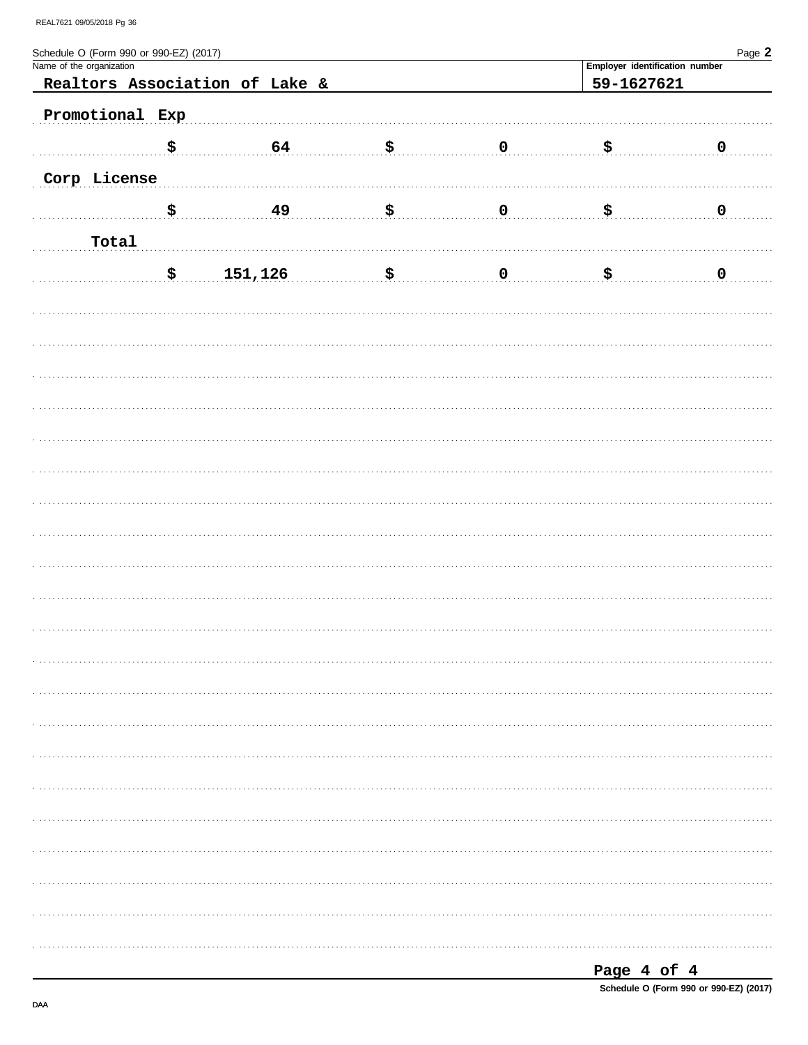Schedule O (Form 990 or 990-EZ) (2017)

| Name of the organization | Employer identification number |
|---|---|
| Realtors Association of Lake & | 59-1627621 |

| | | | |
|---|---|---|---|
| Promotional Exp | | | |
| | $ 64 | $ 0 | $ 0 |
| Corp License | | | |
| | $ 49 | $ 0 | $ 0 |
| Total | | | |
| | $ 151,126 | $ 0 | $ 0 |

Schedule O (Form 990 or 990-EZ) (2017)